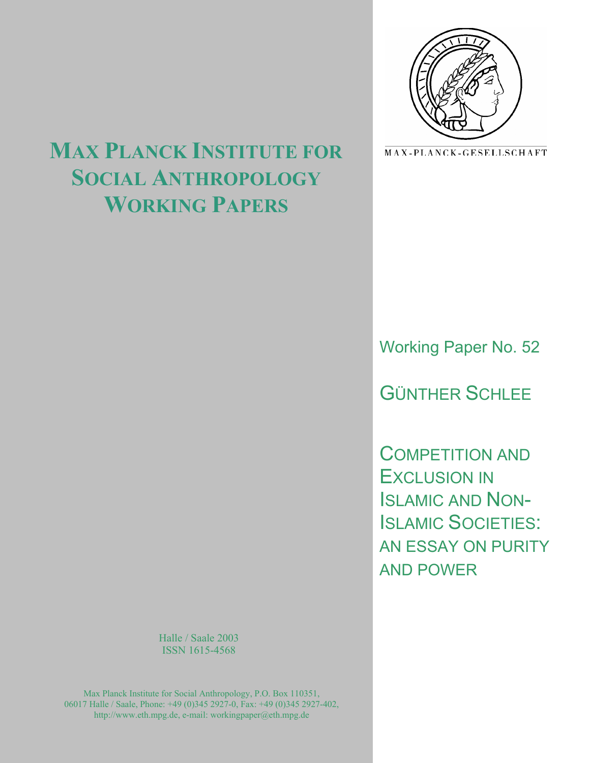# Max Planck Institute for Social Anthropology Working Papers

MAX-PLANCK-GESELLSCHAFT

Working Paper No. 52

GÜNTHER SCHLEE

## COMPETITION AND EXCLUSION IN ISLAMIC AND NON-ISLAMIC SOCIETIES: AN ESSAY ON PURITY AND POWER

Halle / Saale 2003
ISSN 1615-4568

Max Planck Institute for Social Anthropology, P.O. Box 110351, 06017 Halle / Saale, Phone: +49 (0)345 2927-0, Fax: +49 (0)345 2927-402, http://www.eth.mpg.de, e-mail: workingpaper@eth.mpg.de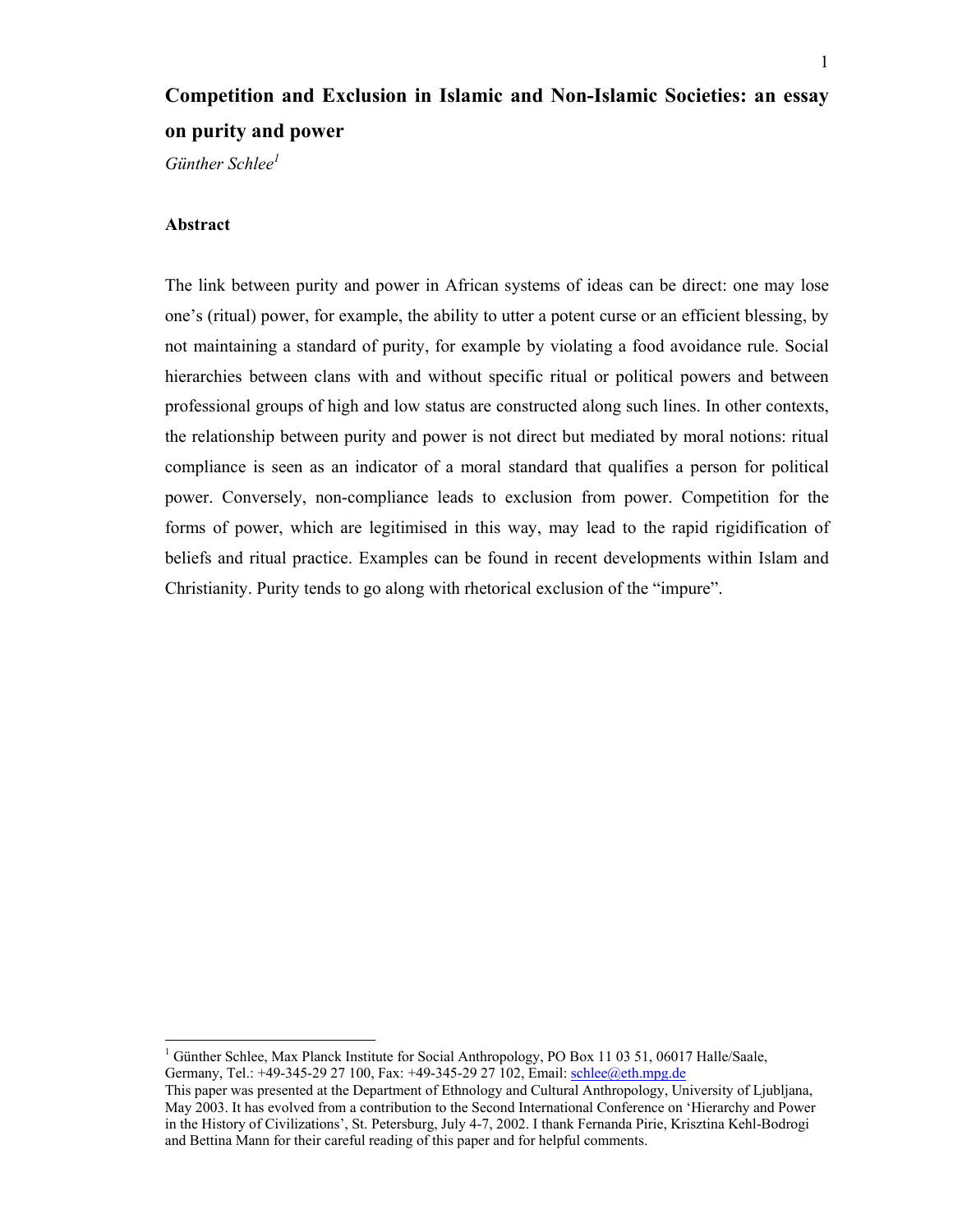# Competition and Exclusion in Islamic and Non-Islamic Societies: an essay on purity and power

*Günther Schlee*[1]

### Abstract

The link between purity and power in African systems of ideas can be direct: one may lose one's (ritual) power, for example, the ability to utter a potent curse or an efficient blessing, by not maintaining a standard of purity, for example by violating a food avoidance rule. Social hierarchies between clans with and without specific ritual or political powers and between professional groups of high and low status are constructed along such lines. In other contexts, the relationship between purity and power is not direct but mediated by moral notions: ritual compliance is seen as an indicator of a moral standard that qualifies a person for political power. Conversely, non-compliance leads to exclusion from power. Competition for the forms of power, which are legitimised in this way, may lead to the rapid rigidification of beliefs and ritual practice. Examples can be found in recent developments within Islam and Christianity. Purity tends to go along with rhetorical exclusion of the "impure".

---

[1] Günther Schlee, Max Planck Institute for Social Anthropology, PO Box 11 03 51, 06017 Halle/Saale, Germany, Tel.: +49-345-29 27 100, Fax: +49-345-29 27 102, Email: schlee@eth.mpg.de
This paper was presented at the Department of Ethnology and Cultural Anthropology, University of Ljubljana, May 2003. It has evolved from a contribution to the Second International Conference on 'Hierarchy and Power in the History of Civilizations', St. Petersburg, July 4-7, 2002. I thank Fernanda Pirie, Krisztina Kehl-Bodrogi and Bettina Mann for their careful reading of this paper and for helpful comments.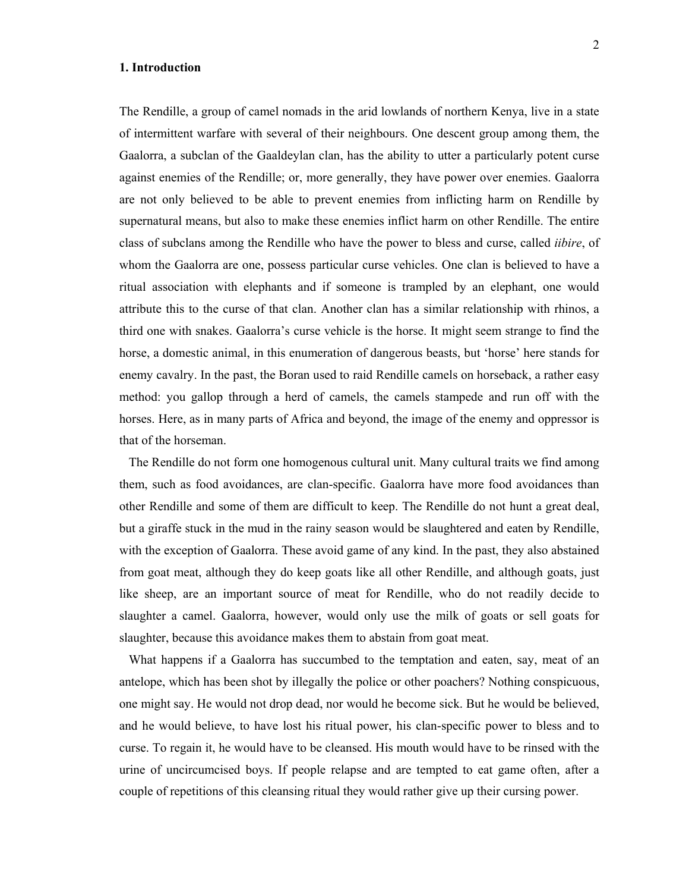# 1. Introduction

The Rendille, a group of camel nomads in the arid lowlands of northern Kenya, live in a state of intermittent warfare with several of their neighbours. One descent group among them, the Gaalorra, a subclan of the Gaaldeylan clan, has the ability to utter a particularly potent curse against enemies of the Rendille; or, more generally, they have power over enemies. Gaalorra are not only believed to be able to prevent enemies from inflicting harm on Rendille by supernatural means, but also to make these enemies inflict harm on other Rendille. The entire class of subclans among the Rendille who have the power to bless and curse, called *iibire*, of whom the Gaalorra are one, possess particular curse vehicles. One clan is believed to have a ritual association with elephants and if someone is trampled by an elephant, one would attribute this to the curse of that clan. Another clan has a similar relationship with rhinos, a third one with snakes. Gaalorra's curse vehicle is the horse. It might seem strange to find the horse, a domestic animal, in this enumeration of dangerous beasts, but 'horse' here stands for enemy cavalry. In the past, the Boran used to raid Rendille camels on horseback, a rather easy method: you gallop through a herd of camels, the camels stampede and run off with the horses. Here, as in many parts of Africa and beyond, the image of the enemy and oppressor is that of the horseman.

The Rendille do not form one homogenous cultural unit. Many cultural traits we find among them, such as food avoidances, are clan-specific. Gaalorra have more food avoidances than other Rendille and some of them are difficult to keep. The Rendille do not hunt a great deal, but a giraffe stuck in the mud in the rainy season would be slaughtered and eaten by Rendille, with the exception of Gaalorra. These avoid game of any kind. In the past, they also abstained from goat meat, although they do keep goats like all other Rendille, and although goats, just like sheep, are an important source of meat for Rendille, who do not readily decide to slaughter a camel. Gaalorra, however, would only use the milk of goats or sell goats for slaughter, because this avoidance makes them to abstain from goat meat.

What happens if a Gaalorra has succumbed to the temptation and eaten, say, meat of an antelope, which has been shot by illegally the police or other poachers? Nothing conspicuous, one might say. He would not drop dead, nor would he become sick. But he would be believed, and he would believe, to have lost his ritual power, his clan-specific power to bless and to curse. To regain it, he would have to be cleansed. His mouth would have to be rinsed with the urine of uncircumcised boys. If people relapse and are tempted to eat game often, after a couple of repetitions of this cleansing ritual they would rather give up their cursing power.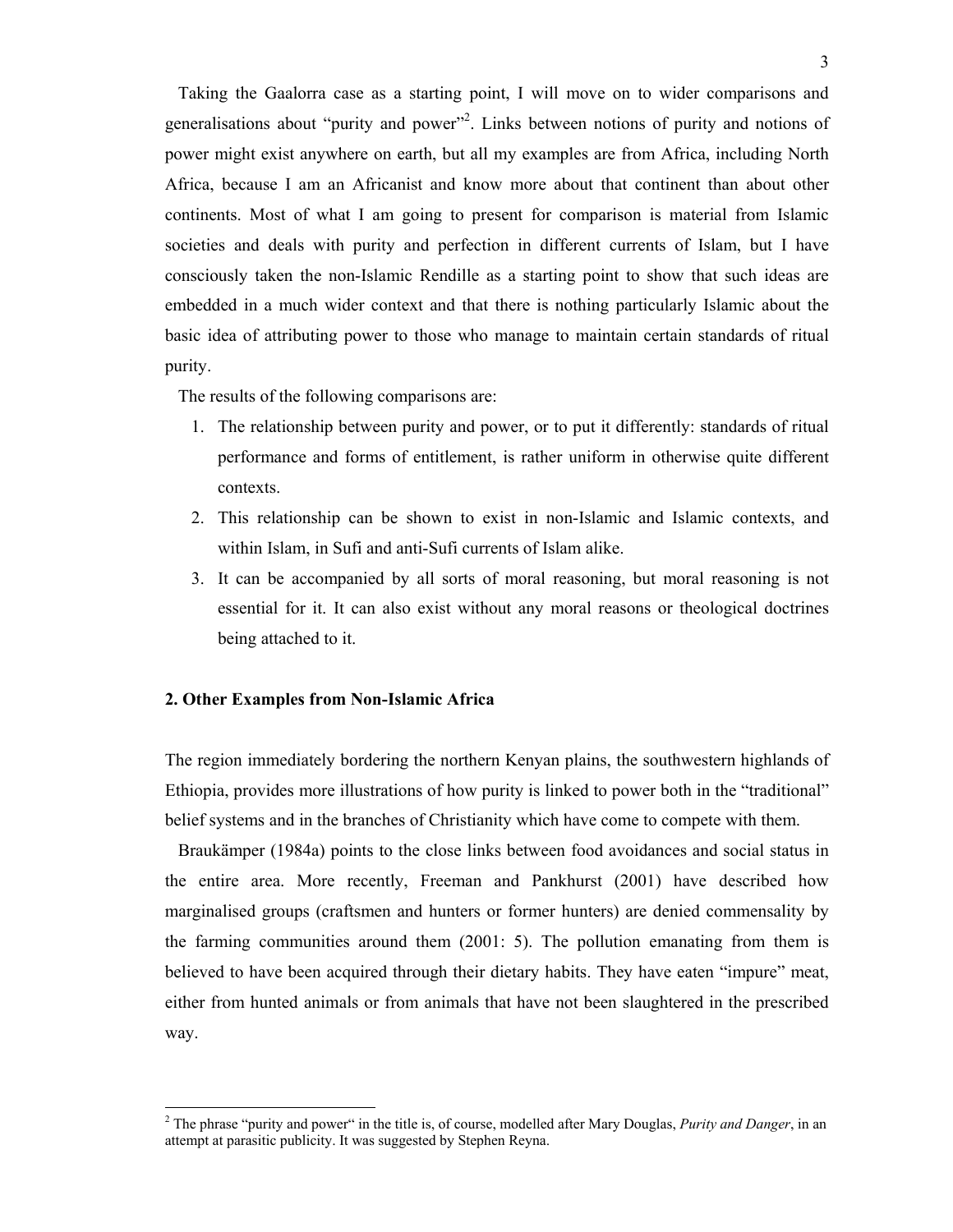Taking the Gaalorra case as a starting point, I will move on to wider comparisons and generalisations about "purity and power"[2]. Links between notions of purity and notions of power might exist anywhere on earth, but all my examples are from Africa, including North Africa, because I am an Africanist and know more about that continent than about other continents. Most of what I am going to present for comparison is material from Islamic societies and deals with purity and perfection in different currents of Islam, but I have consciously taken the non-Islamic Rendille as a starting point to show that such ideas are embedded in a much wider context and that there is nothing particularly Islamic about the basic idea of attributing power to those who manage to maintain certain standards of ritual purity.

The results of the following comparisons are:

1. The relationship between purity and power, or to put it differently: standards of ritual performance and forms of entitlement, is rather uniform in otherwise quite different contexts.
2. This relationship can be shown to exist in non-Islamic and Islamic contexts, and within Islam, in Sufi and anti-Sufi currents of Islam alike.
3. It can be accompanied by all sorts of moral reasoning, but moral reasoning is not essential for it. It can also exist without any moral reasons or theological doctrines being attached to it.

## 2. Other Examples from Non-Islamic Africa

The region immediately bordering the northern Kenyan plains, the southwestern highlands of Ethiopia, provides more illustrations of how purity is linked to power both in the "traditional" belief systems and in the branches of Christianity which have come to compete with them.

Braukämper (1984a) points to the close links between food avoidances and social status in the entire area. More recently, Freeman and Pankhurst (2001) have described how marginalised groups (craftsmen and hunters or former hunters) are denied commensality by the farming communities around them (2001: 5). The pollution emanating from them is believed to have been acquired through their dietary habits. They have eaten "impure" meat, either from hunted animals or from animals that have not been slaughtered in the prescribed way.

[2] The phrase "purity and power" in the title is, of course, modelled after Mary Douglas, *Purity and Danger*, in an attempt at parasitic publicity. It was suggested by Stephen Reyna.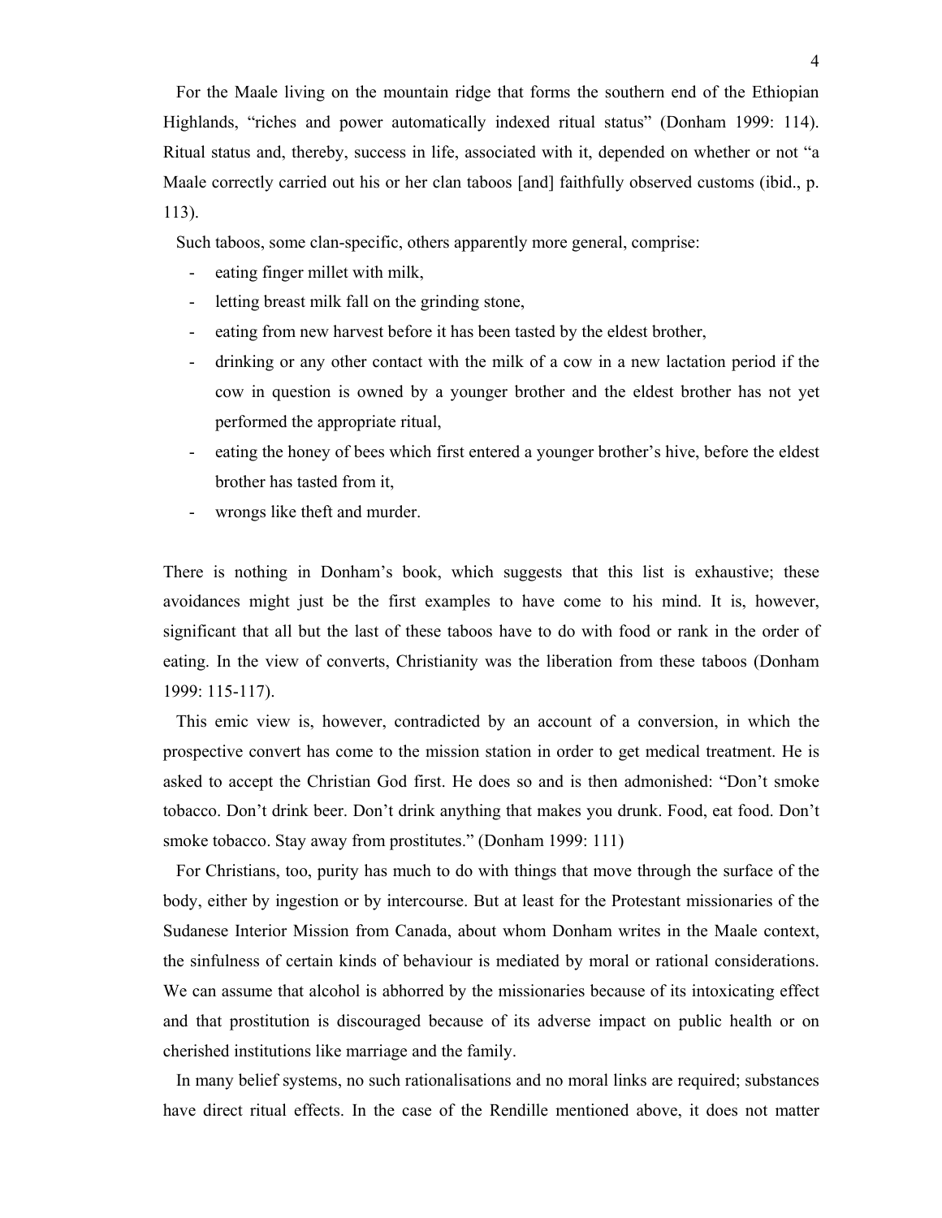For the Maale living on the mountain ridge that forms the southern end of the Ethiopian Highlands, "riches and power automatically indexed ritual status" (Donham 1999: 114). Ritual status and, thereby, success in life, associated with it, depended on whether or not "a Maale correctly carried out his or her clan taboos [and] faithfully observed customs (ibid., p. 113).

Such taboos, some clan-specific, others apparently more general, comprise:

- eating finger millet with milk,
- letting breast milk fall on the grinding stone,
- eating from new harvest before it has been tasted by the eldest brother,
- drinking or any other contact with the milk of a cow in a new lactation period if the cow in question is owned by a younger brother and the eldest brother has not yet performed the appropriate ritual,
- eating the honey of bees which first entered a younger brother's hive, before the eldest brother has tasted from it,
- wrongs like theft and murder.

There is nothing in Donham's book, which suggests that this list is exhaustive; these avoidances might just be the first examples to have come to his mind. It is, however, significant that all but the last of these taboos have to do with food or rank in the order of eating. In the view of converts, Christianity was the liberation from these taboos (Donham 1999: 115-117).

This emic view is, however, contradicted by an account of a conversion, in which the prospective convert has come to the mission station in order to get medical treatment. He is asked to accept the Christian God first. He does so and is then admonished: "Don't smoke tobacco. Don't drink beer. Don't drink anything that makes you drunk. Food, eat food. Don't smoke tobacco. Stay away from prostitutes." (Donham 1999: 111)

For Christians, too, purity has much to do with things that move through the surface of the body, either by ingestion or by intercourse. But at least for the Protestant missionaries of the Sudanese Interior Mission from Canada, about whom Donham writes in the Maale context, the sinfulness of certain kinds of behaviour is mediated by moral or rational considerations. We can assume that alcohol is abhorred by the missionaries because of its intoxicating effect and that prostitution is discouraged because of its adverse impact on public health or on cherished institutions like marriage and the family.

In many belief systems, no such rationalisations and no moral links are required; substances have direct ritual effects. In the case of the Rendille mentioned above, it does not matter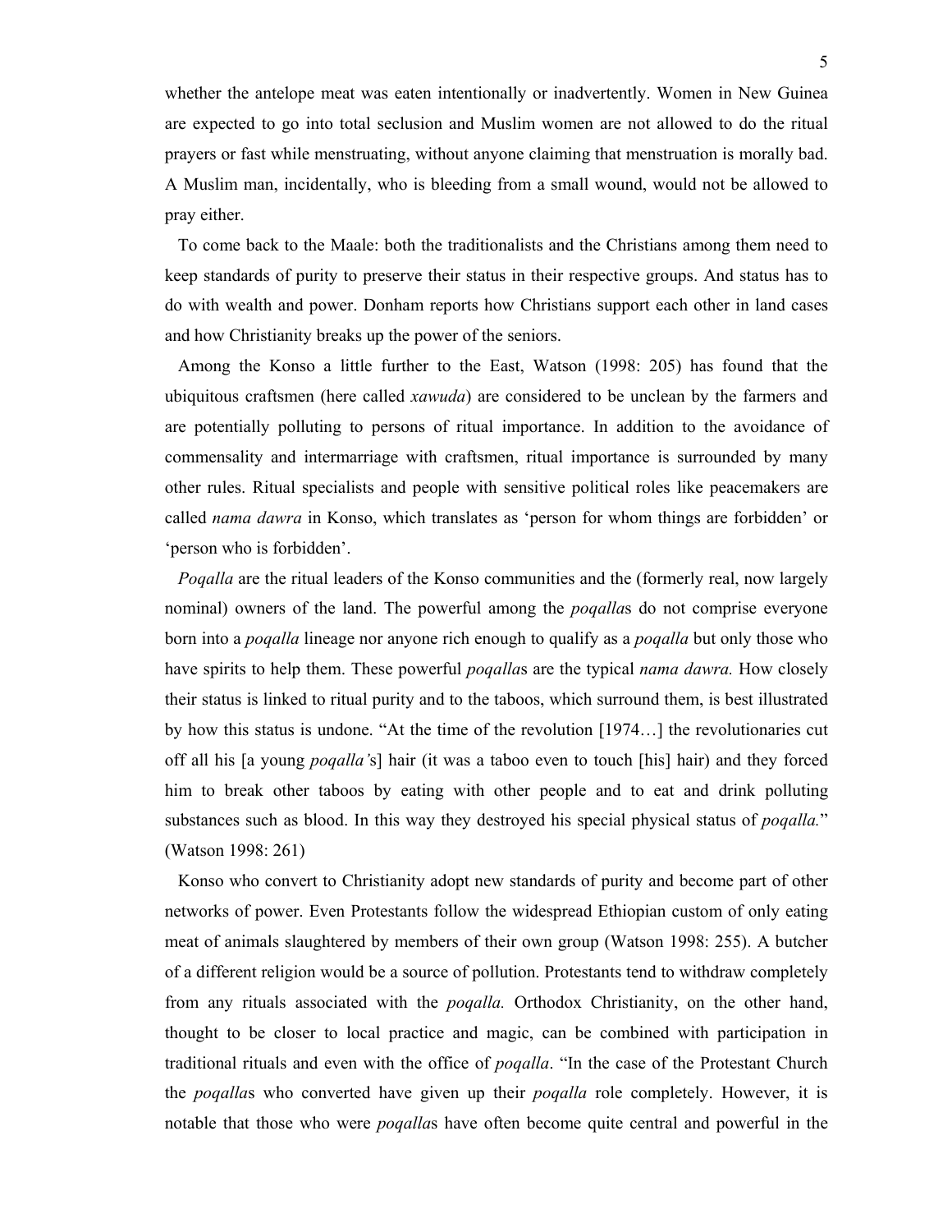whether the antelope meat was eaten intentionally or inadvertently. Women in New Guinea are expected to go into total seclusion and Muslim women are not allowed to do the ritual prayers or fast while menstruating, without anyone claiming that menstruation is morally bad. A Muslim man, incidentally, who is bleeding from a small wound, would not be allowed to pray either.

To come back to the Maale: both the traditionalists and the Christians among them need to keep standards of purity to preserve their status in their respective groups. And status has to do with wealth and power. Donham reports how Christians support each other in land cases and how Christianity breaks up the power of the seniors.

Among the Konso a little further to the East, Watson (1998: 205) has found that the ubiquitous craftsmen (here called *xawuda*) are considered to be unclean by the farmers and are potentially polluting to persons of ritual importance. In addition to the avoidance of commensality and intermarriage with craftsmen, ritual importance is surrounded by many other rules. Ritual specialists and people with sensitive political roles like peacemakers are called *nama dawra* in Konso, which translates as 'person for whom things are forbidden' or 'person who is forbidden'.

*Poqalla* are the ritual leaders of the Konso communities and the (formerly real, now largely nominal) owners of the land. The powerful among the *poqalla*s do not comprise everyone born into a *poqalla* lineage nor anyone rich enough to qualify as a *poqalla* but only those who have spirits to help them. These powerful *poqalla*s are the typical *nama dawra.* How closely their status is linked to ritual purity and to the taboos, which surround them, is best illustrated by how this status is undone. "At the time of the revolution [1974…] the revolutionaries cut off all his [a young *poqalla'*s] hair (it was a taboo even to touch [his] hair) and they forced him to break other taboos by eating with other people and to eat and drink polluting substances such as blood. In this way they destroyed his special physical status of *poqalla.*" (Watson 1998: 261)

Konso who convert to Christianity adopt new standards of purity and become part of other networks of power. Even Protestants follow the widespread Ethiopian custom of only eating meat of animals slaughtered by members of their own group (Watson 1998: 255). A butcher of a different religion would be a source of pollution. Protestants tend to withdraw completely from any rituals associated with the *poqalla.* Orthodox Christianity, on the other hand, thought to be closer to local practice and magic, can be combined with participation in traditional rituals and even with the office of *poqalla*. "In the case of the Protestant Church the *poqalla*s who converted have given up their *poqalla* role completely. However, it is notable that those who were *poqalla*s have often become quite central and powerful in the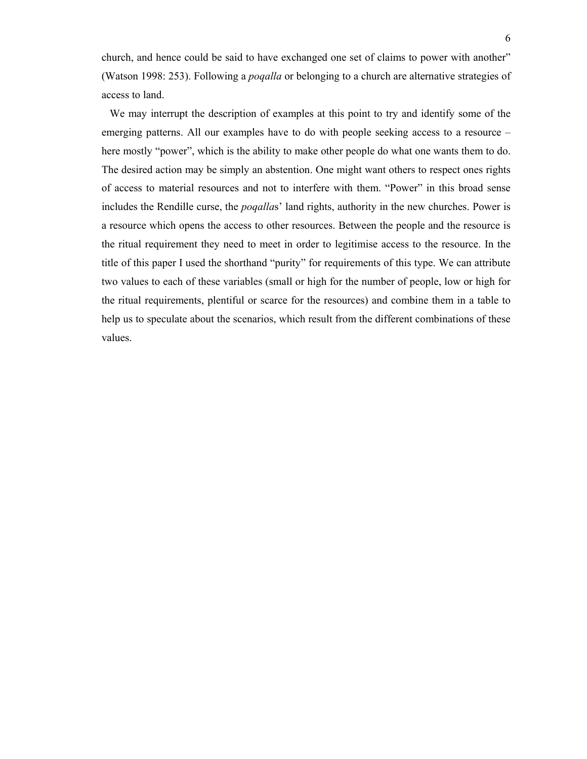church, and hence could be said to have exchanged one set of claims to power with another" (Watson 1998: 253). Following a *poqalla* or belonging to a church are alternative strategies of access to land.

We may interrupt the description of examples at this point to try and identify some of the emerging patterns. All our examples have to do with people seeking access to a resource – here mostly "power", which is the ability to make other people do what one wants them to do. The desired action may be simply an abstention. One might want others to respect ones rights of access to material resources and not to interfere with them. "Power" in this broad sense includes the Rendille curse, the *poqalla*s' land rights, authority in the new churches. Power is a resource which opens the access to other resources. Between the people and the resource is the ritual requirement they need to meet in order to legitimise access to the resource. In the title of this paper I used the shorthand "purity" for requirements of this type. We can attribute two values to each of these variables (small or high for the number of people, low or high for the ritual requirements, plentiful or scarce for the resources) and combine them in a table to help us to speculate about the scenarios, which result from the different combinations of these values.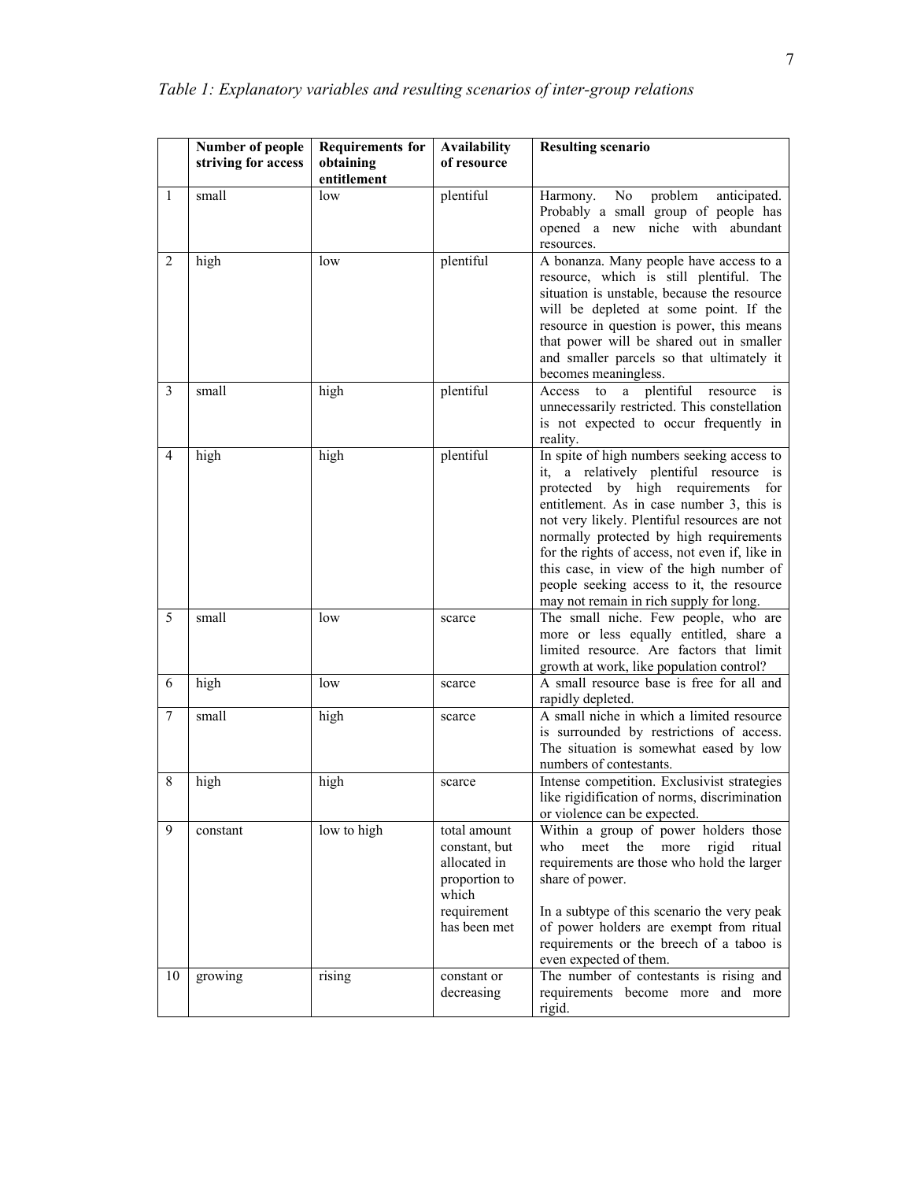*Table 1: Explanatory variables and resulting scenarios of inter-group relations*

| | Number of people striving for access | Requirements for obtaining entitlement | Availability of resource | Resulting scenario |
|---|---|---|---|---|
| 1 | small | low | plentiful | Harmony. No problem anticipated. Probably a small group of people has opened a new niche with abundant resources. |
| 2 | high | low | plentiful | A bonanza. Many people have access to a resource, which is still plentiful. The situation is unstable, because the resource will be depleted at some point. If the resource in question is power, this means that power will be shared out in smaller and smaller parcels so that ultimately it becomes meaningless. |
| 3 | small | high | plentiful | Access to a plentiful resource is unnecessarily restricted. This constellation is not expected to occur frequently in reality. |
| 4 | high | high | plentiful | In spite of high numbers seeking access to it, a relatively plentiful resource is protected by high requirements for entitlement. As in case number 3, this is not very likely. Plentiful resources are not normally protected by high requirements for the rights of access, not even if, like in this case, in view of the high number of people seeking access to it, the resource may not remain in rich supply for long. |
| 5 | small | low | scarce | The small niche. Few people, who are more or less equally entitled, share a limited resource. Are factors that limit growth at work, like population control? |
| 6 | high | low | scarce | A small resource base is free for all and rapidly depleted. |
| 7 | small | high | scarce | A small niche in which a limited resource is surrounded by restrictions of access. The situation is somewhat eased by low numbers of contestants. |
| 8 | high | high | scarce | Intense competition. Exclusivist strategies like rigidification of norms, discrimination or violence can be expected. |
| 9 | constant | low to high | total amount constant, but allocated in proportion to which requirement has been met | Within a group of power holders those who meet the more rigid ritual requirements are those who hold the larger share of power.<br><br>In a subtype of this scenario the very peak of power holders are exempt from ritual requirements or the breech of a taboo is even expected of them. |
| 10 | growing | rising | constant or decreasing | The number of contestants is rising and requirements become more and more rigid. |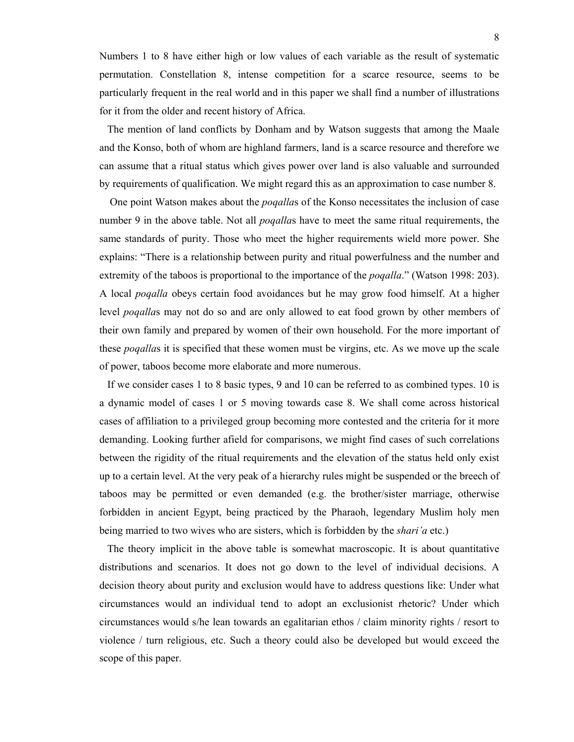Numbers 1 to 8 have either high or low values of each variable as the result of systematic permutation. Constellation 8, intense competition for a scarce resource, seems to be particularly frequent in the real world and in this paper we shall find a number of illustrations for it from the older and recent history of Africa.

The mention of land conflicts by Donham and by Watson suggests that among the Maale and the Konso, both of whom are highland farmers, land is a scarce resource and therefore we can assume that a ritual status which gives power over land is also valuable and surrounded by requirements of qualification. We might regard this as an approximation to case number 8.

One point Watson makes about the *poqalla*s of the Konso necessitates the inclusion of case number 9 in the above table. Not all *poqalla*s have to meet the same ritual requirements, the same standards of purity. Those who meet the higher requirements wield more power. She explains: "There is a relationship between purity and ritual powerfulness and the number and extremity of the taboos is proportional to the importance of the *poqalla*." (Watson 1998: 203). A local *poqalla* obeys certain food avoidances but he may grow food himself. At a higher level *poqalla*s may not do so and are only allowed to eat food grown by other members of their own family and prepared by women of their own household. For the more important of these *poqalla*s it is specified that these women must be virgins, etc. As we move up the scale of power, taboos become more elaborate and more numerous.

If we consider cases 1 to 8 basic types, 9 and 10 can be referred to as combined types. 10 is a dynamic model of cases 1 or 5 moving towards case 8. We shall come across historical cases of affiliation to a privileged group becoming more contested and the criteria for it more demanding. Looking further afield for comparisons, we might find cases of such correlations between the rigidity of the ritual requirements and the elevation of the status held only exist up to a certain level. At the very peak of a hierarchy rules might be suspended or the breech of taboos may be permitted or even demanded (e.g. the brother/sister marriage, otherwise forbidden in ancient Egypt, being practiced by the Pharaoh, legendary Muslim holy men being married to two wives who are sisters, which is forbidden by the *shari'a* etc.)

The theory implicit in the above table is somewhat macroscopic. It is about quantitative distributions and scenarios. It does not go down to the level of individual decisions. A decision theory about purity and exclusion would have to address questions like: Under what circumstances would an individual tend to adopt an exclusionist rhetoric? Under which circumstances would s/he lean towards an egalitarian ethos / claim minority rights / resort to violence / turn religious, etc. Such a theory could also be developed but would exceed the scope of this paper.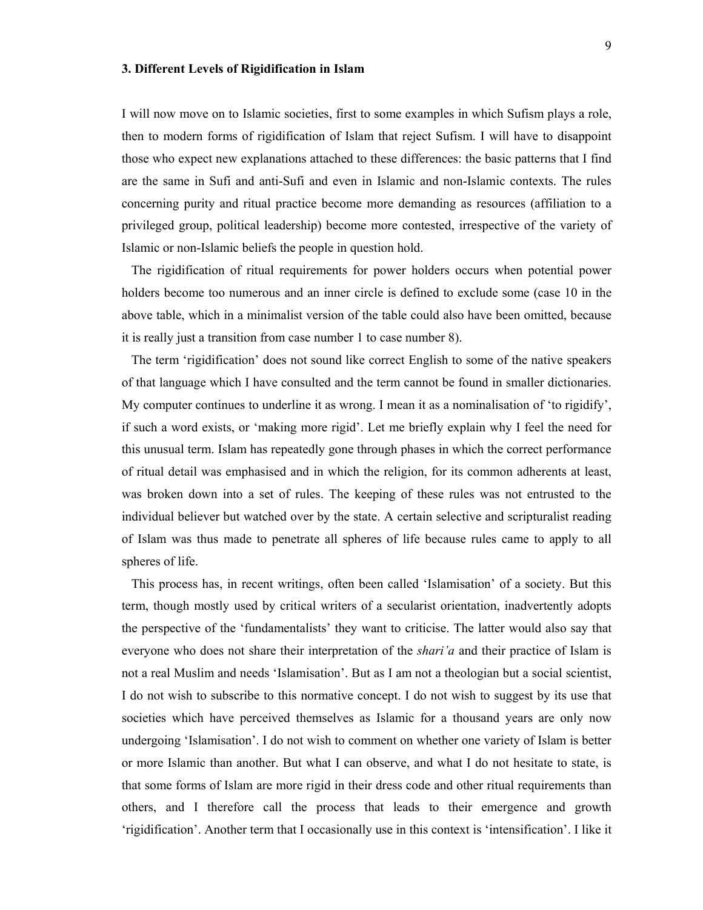### 3. Different Levels of Rigidification in Islam

I will now move on to Islamic societies, first to some examples in which Sufism plays a role, then to modern forms of rigidification of Islam that reject Sufism. I will have to disappoint those who expect new explanations attached to these differences: the basic patterns that I find are the same in Sufi and anti-Sufi and even in Islamic and non-Islamic contexts. The rules concerning purity and ritual practice become more demanding as resources (affiliation to a privileged group, political leadership) become more contested, irrespective of the variety of Islamic or non-Islamic beliefs the people in question hold.

The rigidification of ritual requirements for power holders occurs when potential power holders become too numerous and an inner circle is defined to exclude some (case 10 in the above table, which in a minimalist version of the table could also have been omitted, because it is really just a transition from case number 1 to case number 8).

The term 'rigidification' does not sound like correct English to some of the native speakers of that language which I have consulted and the term cannot be found in smaller dictionaries. My computer continues to underline it as wrong. I mean it as a nominalisation of 'to rigidify', if such a word exists, or 'making more rigid'. Let me briefly explain why I feel the need for this unusual term. Islam has repeatedly gone through phases in which the correct performance of ritual detail was emphasised and in which the religion, for its common adherents at least, was broken down into a set of rules. The keeping of these rules was not entrusted to the individual believer but watched over by the state. A certain selective and scripturalist reading of Islam was thus made to penetrate all spheres of life because rules came to apply to all spheres of life.

This process has, in recent writings, often been called 'Islamisation' of a society. But this term, though mostly used by critical writers of a secularist orientation, inadvertently adopts the perspective of the 'fundamentalists' they want to criticise. The latter would also say that everyone who does not share their interpretation of the *shari'a* and their practice of Islam is not a real Muslim and needs 'Islamisation'. But as I am not a theologian but a social scientist, I do not wish to subscribe to this normative concept. I do not wish to suggest by its use that societies which have perceived themselves as Islamic for a thousand years are only now undergoing 'Islamisation'. I do not wish to comment on whether one variety of Islam is better or more Islamic than another. But what I can observe, and what I do not hesitate to state, is that some forms of Islam are more rigid in their dress code and other ritual requirements than others, and I therefore call the process that leads to their emergence and growth 'rigidification'. Another term that I occasionally use in this context is 'intensification'. I like it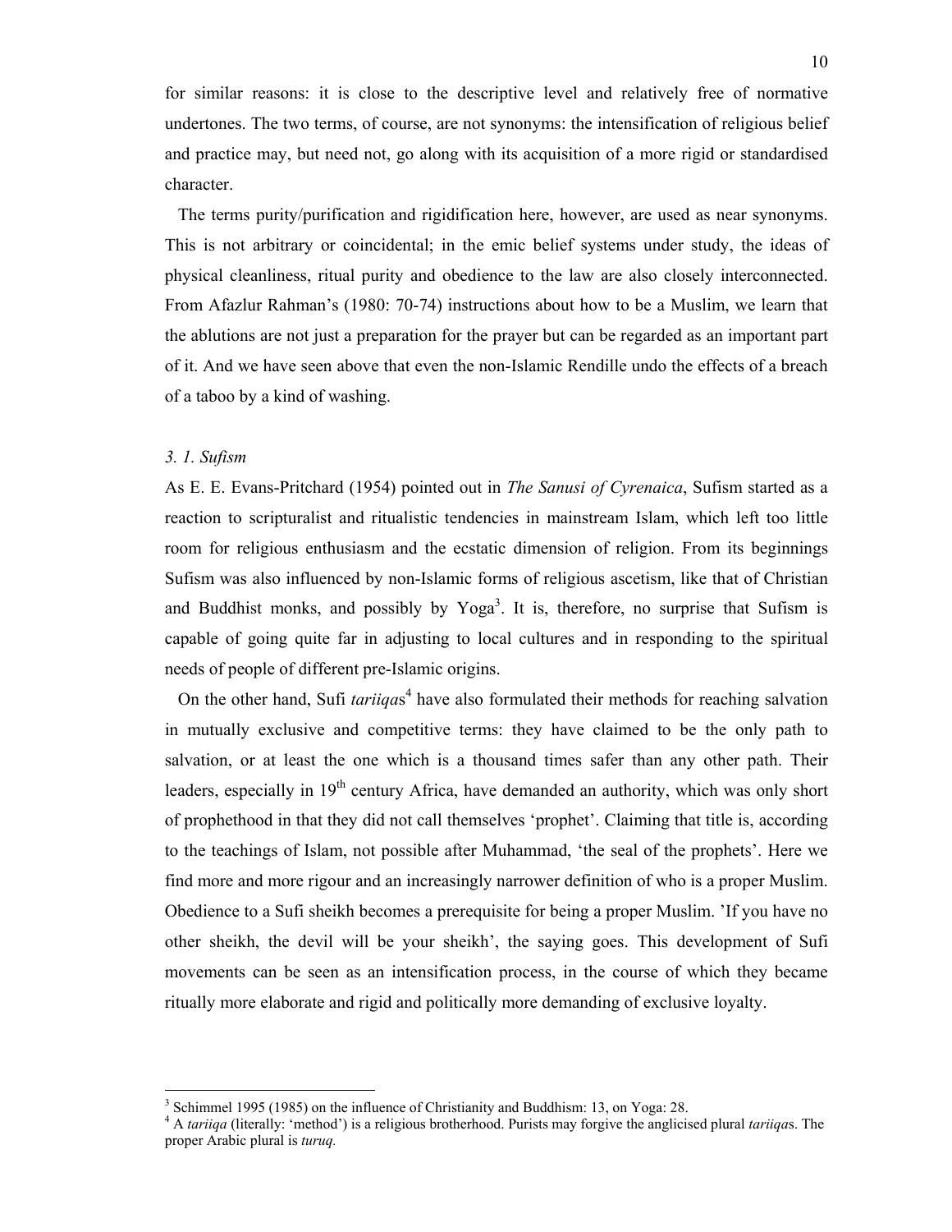for similar reasons: it is close to the descriptive level and relatively free of normative undertones. The two terms, of course, are not synonyms: the intensification of religious belief and practice may, but need not, go along with its acquisition of a more rigid or standardised character.

The terms purity/purification and rigidification here, however, are used as near synonyms. This is not arbitrary or coincidental; in the emic belief systems under study, the ideas of physical cleanliness, ritual purity and obedience to the law are also closely interconnected. From Afazlur Rahman's (1980: 70-74) instructions about how to be a Muslim, we learn that the ablutions are not just a preparation for the prayer but can be regarded as an important part of it. And we have seen above that even the non-Islamic Rendille undo the effects of a breach of a taboo by a kind of washing.

### *3. 1. Sufism*

As E. E. Evans-Pritchard (1954) pointed out in *The Sanusi of Cyrenaica*, Sufism started as a reaction to scripturalist and ritualistic tendencies in mainstream Islam, which left too little room for religious enthusiasm and the ecstatic dimension of religion. From its beginnings Sufism was also influenced by non-Islamic forms of religious ascetism, like that of Christian and Buddhist monks, and possibly by Yoga[3]. It is, therefore, no surprise that Sufism is capable of going quite far in adjusting to local cultures and in responding to the spiritual needs of people of different pre-Islamic origins.

On the other hand, Sufi *tariiqa*s[4] have also formulated their methods for reaching salvation in mutually exclusive and competitive terms: they have claimed to be the only path to salvation, or at least the one which is a thousand times safer than any other path. Their leaders, especially in 19th century Africa, have demanded an authority, which was only short of prophethood in that they did not call themselves 'prophet'. Claiming that title is, according to the teachings of Islam, not possible after Muhammad, 'the seal of the prophets'. Here we find more and more rigour and an increasingly narrower definition of who is a proper Muslim. Obedience to a Sufi sheikh becomes a prerequisite for being a proper Muslim. 'If you have no other sheikh, the devil will be your sheikh', the saying goes. This development of Sufi movements can be seen as an intensification process, in the course of which they became ritually more elaborate and rigid and politically more demanding of exclusive loyalty.

---

[3] Schimmel 1995 (1985) on the influence of Christianity and Buddhism: 13, on Yoga: 28.

[4] A *tariiqa* (literally: 'method') is a religious brotherhood. Purists may forgive the anglicised plural *tariiqa*s. The proper Arabic plural is *turuq*.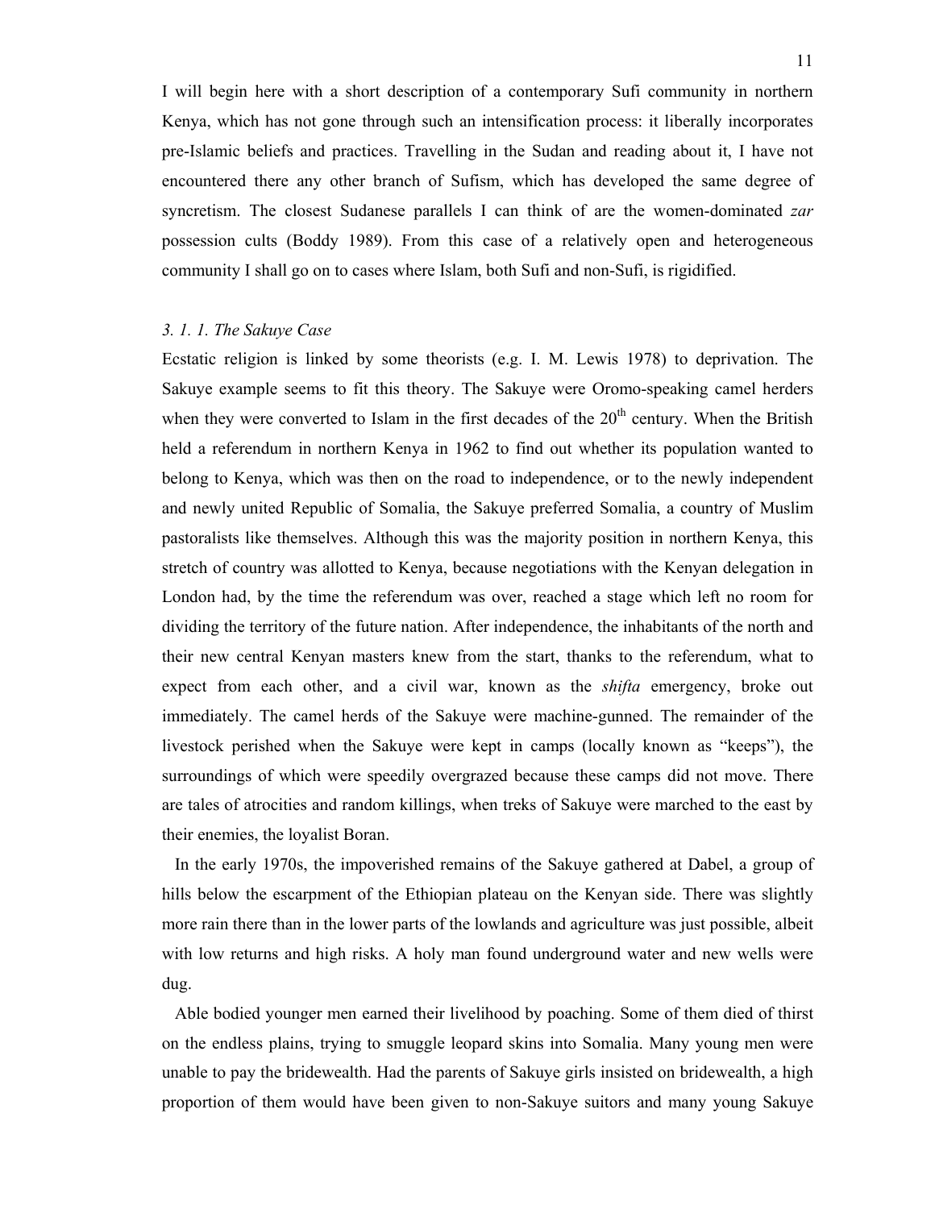I will begin here with a short description of a contemporary Sufi community in northern Kenya, which has not gone through such an intensification process: it liberally incorporates pre-Islamic beliefs and practices. Travelling in the Sudan and reading about it, I have not encountered there any other branch of Sufism, which has developed the same degree of syncretism. The closest Sudanese parallels I can think of are the women-dominated *zar* possession cults (Boddy 1989). From this case of a relatively open and heterogeneous community I shall go on to cases where Islam, both Sufi and non-Sufi, is rigidified.

### *3. 1. 1. The Sakuye Case*

Ecstatic religion is linked by some theorists (e.g. I. M. Lewis 1978) to deprivation. The Sakuye example seems to fit this theory. The Sakuye were Oromo-speaking camel herders when they were converted to Islam in the first decades of the 20th century. When the British held a referendum in northern Kenya in 1962 to find out whether its population wanted to belong to Kenya, which was then on the road to independence, or to the newly independent and newly united Republic of Somalia, the Sakuye preferred Somalia, a country of Muslim pastoralists like themselves. Although this was the majority position in northern Kenya, this stretch of country was allotted to Kenya, because negotiations with the Kenyan delegation in London had, by the time the referendum was over, reached a stage which left no room for dividing the territory of the future nation. After independence, the inhabitants of the north and their new central Kenyan masters knew from the start, thanks to the referendum, what to expect from each other, and a civil war, known as the *shifta* emergency, broke out immediately. The camel herds of the Sakuye were machine-gunned. The remainder of the livestock perished when the Sakuye were kept in camps (locally known as "keeps"), the surroundings of which were speedily overgrazed because these camps did not move. There are tales of atrocities and random killings, when treks of Sakuye were marched to the east by their enemies, the loyalist Boran.

In the early 1970s, the impoverished remains of the Sakuye gathered at Dabel, a group of hills below the escarpment of the Ethiopian plateau on the Kenyan side. There was slightly more rain there than in the lower parts of the lowlands and agriculture was just possible, albeit with low returns and high risks. A holy man found underground water and new wells were dug.

Able bodied younger men earned their livelihood by poaching. Some of them died of thirst on the endless plains, trying to smuggle leopard skins into Somalia. Many young men were unable to pay the bridewealth. Had the parents of Sakuye girls insisted on bridewealth, a high proportion of them would have been given to non-Sakuye suitors and many young Sakuye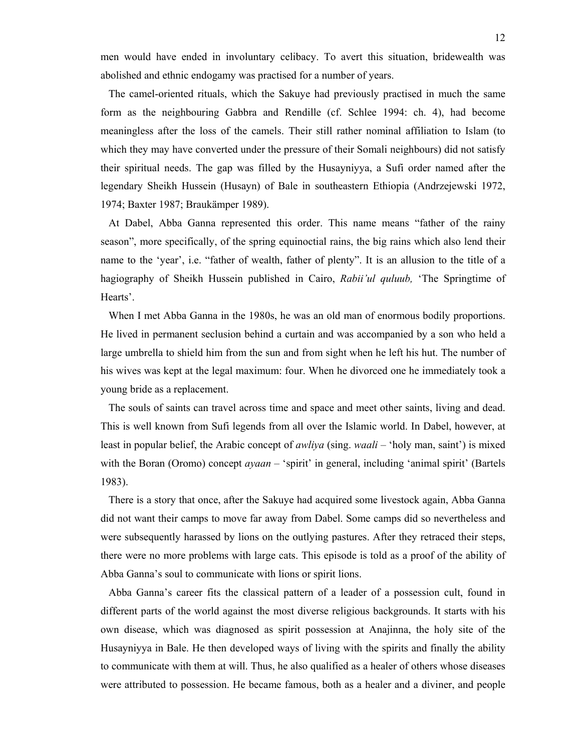men would have ended in involuntary celibacy. To avert this situation, bridewealth was abolished and ethnic endogamy was practised for a number of years.

The camel-oriented rituals, which the Sakuye had previously practised in much the same form as the neighbouring Gabbra and Rendille (cf. Schlee 1994: ch. 4), had become meaningless after the loss of the camels. Their still rather nominal affiliation to Islam (to which they may have converted under the pressure of their Somali neighbours) did not satisfy their spiritual needs. The gap was filled by the Husayniyya, a Sufi order named after the legendary Sheikh Hussein (Husayn) of Bale in southeastern Ethiopia (Andrzejewski 1972, 1974; Baxter 1987; Braukämper 1989).

At Dabel, Abba Ganna represented this order. This name means "father of the rainy season", more specifically, of the spring equinoctial rains, the big rains which also lend their name to the 'year', i.e. "father of wealth, father of plenty". It is an allusion to the title of a hagiography of Sheikh Hussein published in Cairo, *Rabii'ul quluub,* 'The Springtime of Hearts'.

When I met Abba Ganna in the 1980s, he was an old man of enormous bodily proportions. He lived in permanent seclusion behind a curtain and was accompanied by a son who held a large umbrella to shield him from the sun and from sight when he left his hut. The number of his wives was kept at the legal maximum: four. When he divorced one he immediately took a young bride as a replacement.

The souls of saints can travel across time and space and meet other saints, living and dead. This is well known from Sufi legends from all over the Islamic world. In Dabel, however, at least in popular belief, the Arabic concept of *awliya* (sing. *waali* – 'holy man, saint') is mixed with the Boran (Oromo) concept *ayaan* – 'spirit' in general, including 'animal spirit' (Bartels 1983).

There is a story that once, after the Sakuye had acquired some livestock again, Abba Ganna did not want their camps to move far away from Dabel. Some camps did so nevertheless and were subsequently harassed by lions on the outlying pastures. After they retraced their steps, there were no more problems with large cats. This episode is told as a proof of the ability of Abba Ganna's soul to communicate with lions or spirit lions.

Abba Ganna's career fits the classical pattern of a leader of a possession cult, found in different parts of the world against the most diverse religious backgrounds. It starts with his own disease, which was diagnosed as spirit possession at Anajinna, the holy site of the Husayniyya in Bale. He then developed ways of living with the spirits and finally the ability to communicate with them at will. Thus, he also qualified as a healer of others whose diseases were attributed to possession. He became famous, both as a healer and a diviner, and people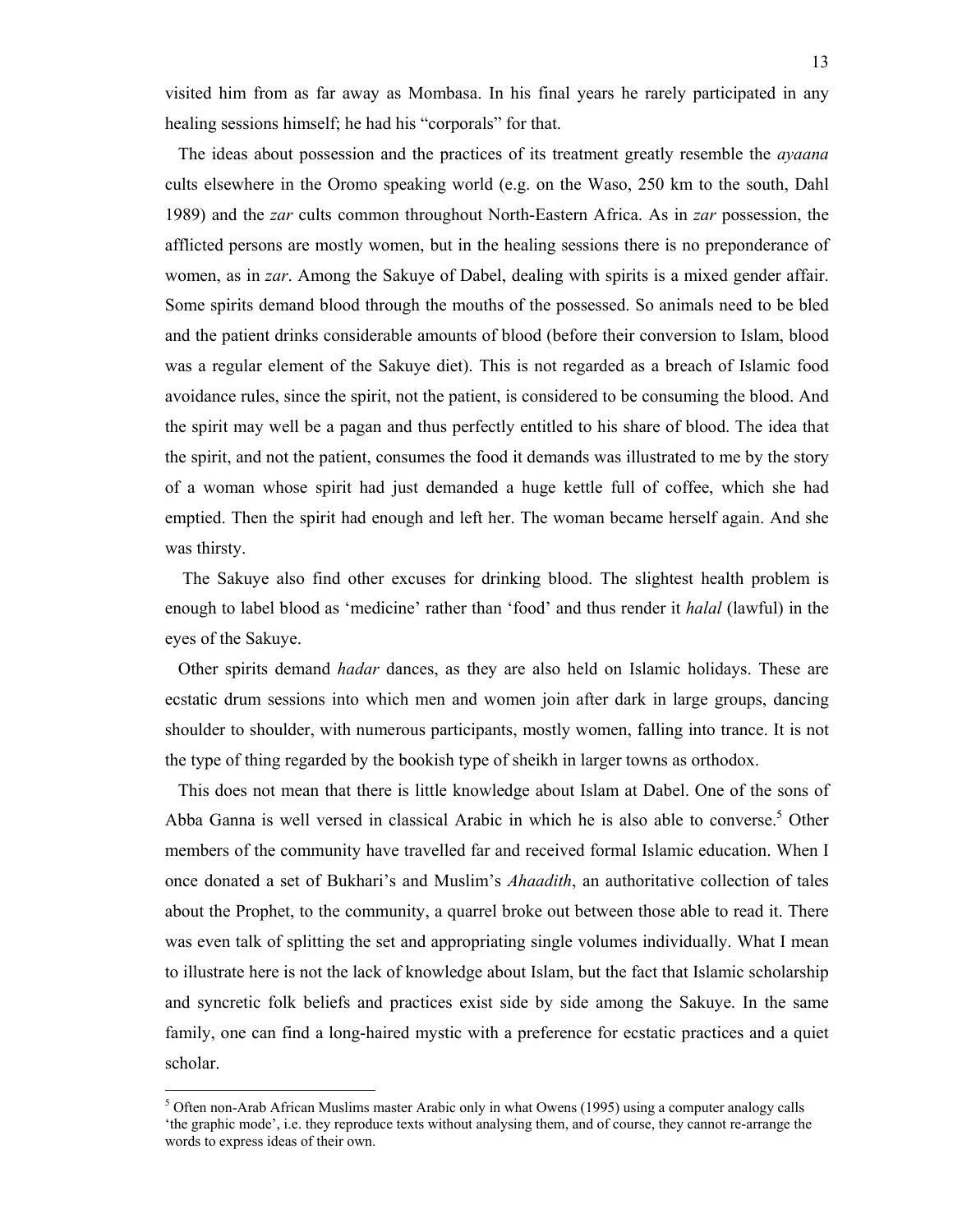visited him from as far away as Mombasa. In his final years he rarely participated in any healing sessions himself; he had his "corporals" for that.

The ideas about possession and the practices of its treatment greatly resemble the *ayaana* cults elsewhere in the Oromo speaking world (e.g. on the Waso, 250 km to the south, Dahl 1989) and the *zar* cults common throughout North-Eastern Africa. As in *zar* possession, the afflicted persons are mostly women, but in the healing sessions there is no preponderance of women, as in *zar*. Among the Sakuye of Dabel, dealing with spirits is a mixed gender affair. Some spirits demand blood through the mouths of the possessed. So animals need to be bled and the patient drinks considerable amounts of blood (before their conversion to Islam, blood was a regular element of the Sakuye diet). This is not regarded as a breach of Islamic food avoidance rules, since the spirit, not the patient, is considered to be consuming the blood. And the spirit may well be a pagan and thus perfectly entitled to his share of blood. The idea that the spirit, and not the patient, consumes the food it demands was illustrated to me by the story of a woman whose spirit had just demanded a huge kettle full of coffee, which she had emptied. Then the spirit had enough and left her. The woman became herself again. And she was thirsty.

The Sakuye also find other excuses for drinking blood. The slightest health problem is enough to label blood as 'medicine' rather than 'food' and thus render it *halal* (lawful) in the eyes of the Sakuye.

Other spirits demand *hadar* dances, as they are also held on Islamic holidays. These are ecstatic drum sessions into which men and women join after dark in large groups, dancing shoulder to shoulder, with numerous participants, mostly women, falling into trance. It is not the type of thing regarded by the bookish type of sheikh in larger towns as orthodox.

This does not mean that there is little knowledge about Islam at Dabel. One of the sons of Abba Ganna is well versed in classical Arabic in which he is also able to converse.[5] Other members of the community have travelled far and received formal Islamic education. When I once donated a set of Bukhari's and Muslim's *Ahaadith*, an authoritative collection of tales about the Prophet, to the community, a quarrel broke out between those able to read it. There was even talk of splitting the set and appropriating single volumes individually. What I mean to illustrate here is not the lack of knowledge about Islam, but the fact that Islamic scholarship and syncretic folk beliefs and practices exist side by side among the Sakuye. In the same family, one can find a long-haired mystic with a preference for ecstatic practices and a quiet scholar.

---

[5] Often non-Arab African Muslims master Arabic only in what Owens (1995) using a computer analogy calls 'the graphic mode', i.e. they reproduce texts without analysing them, and of course, they cannot re-arrange the words to express ideas of their own.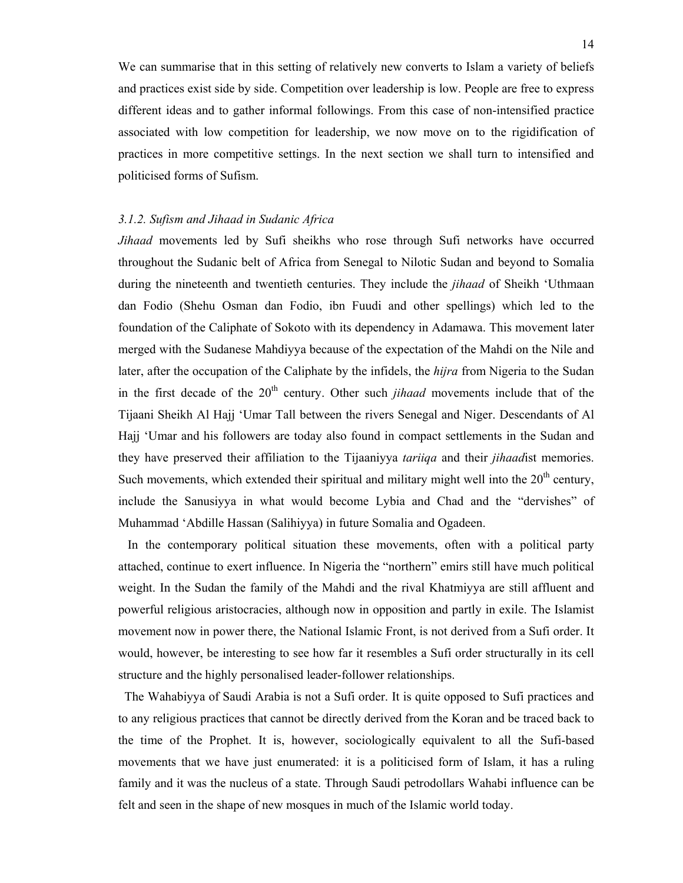We can summarise that in this setting of relatively new converts to Islam a variety of beliefs and practices exist side by side. Competition over leadership is low. People are free to express different ideas and to gather informal followings. From this case of non-intensified practice associated with low competition for leadership, we now move on to the rigidification of practices in more competitive settings. In the next section we shall turn to intensified and politicised forms of Sufism.

### *3.1.2. Sufism and Jihaad in Sudanic Africa*

*Jihaad* movements led by Sufi sheikhs who rose through Sufi networks have occurred throughout the Sudanic belt of Africa from Senegal to Nilotic Sudan and beyond to Somalia during the nineteenth and twentieth centuries. They include the *jihaad* of Sheikh ‘Uthmaan dan Fodio (Shehu Osman dan Fodio, ibn Fuudi and other spellings) which led to the foundation of the Caliphate of Sokoto with its dependency in Adamawa. This movement later merged with the Sudanese Mahdiyya because of the expectation of the Mahdi on the Nile and later, after the occupation of the Caliphate by the infidels, the *hijra* from Nigeria to the Sudan in the first decade of the 20th century. Other such *jihaad* movements include that of the Tijaani Sheikh Al Hajj ‘Umar Tall between the rivers Senegal and Niger. Descendants of Al Hajj ‘Umar and his followers are today also found in compact settlements in the Sudan and they have preserved their affiliation to the Tijaaniyya *tariiqa* and their *jihaad*ist memories. Such movements, which extended their spiritual and military might well into the 20th century, include the Sanusiyya in what would become Lybia and Chad and the “dervishes” of Muhammad ‘Abdille Hassan (Salihiyya) in future Somalia and Ogadeen.

In the contemporary political situation these movements, often with a political party attached, continue to exert influence. In Nigeria the “northern” emirs still have much political weight. In the Sudan the family of the Mahdi and the rival Khatmiyya are still affluent and powerful religious aristocracies, although now in opposition and partly in exile. The Islamist movement now in power there, the National Islamic Front, is not derived from a Sufi order. It would, however, be interesting to see how far it resembles a Sufi order structurally in its cell structure and the highly personalised leader-follower relationships.

The Wahabiyya of Saudi Arabia is not a Sufi order. It is quite opposed to Sufi practices and to any religious practices that cannot be directly derived from the Koran and be traced back to the time of the Prophet. It is, however, sociologically equivalent to all the Sufi-based movements that we have just enumerated: it is a politicised form of Islam, it has a ruling family and it was the nucleus of a state. Through Saudi petrodollars Wahabi influence can be felt and seen in the shape of new mosques in much of the Islamic world today.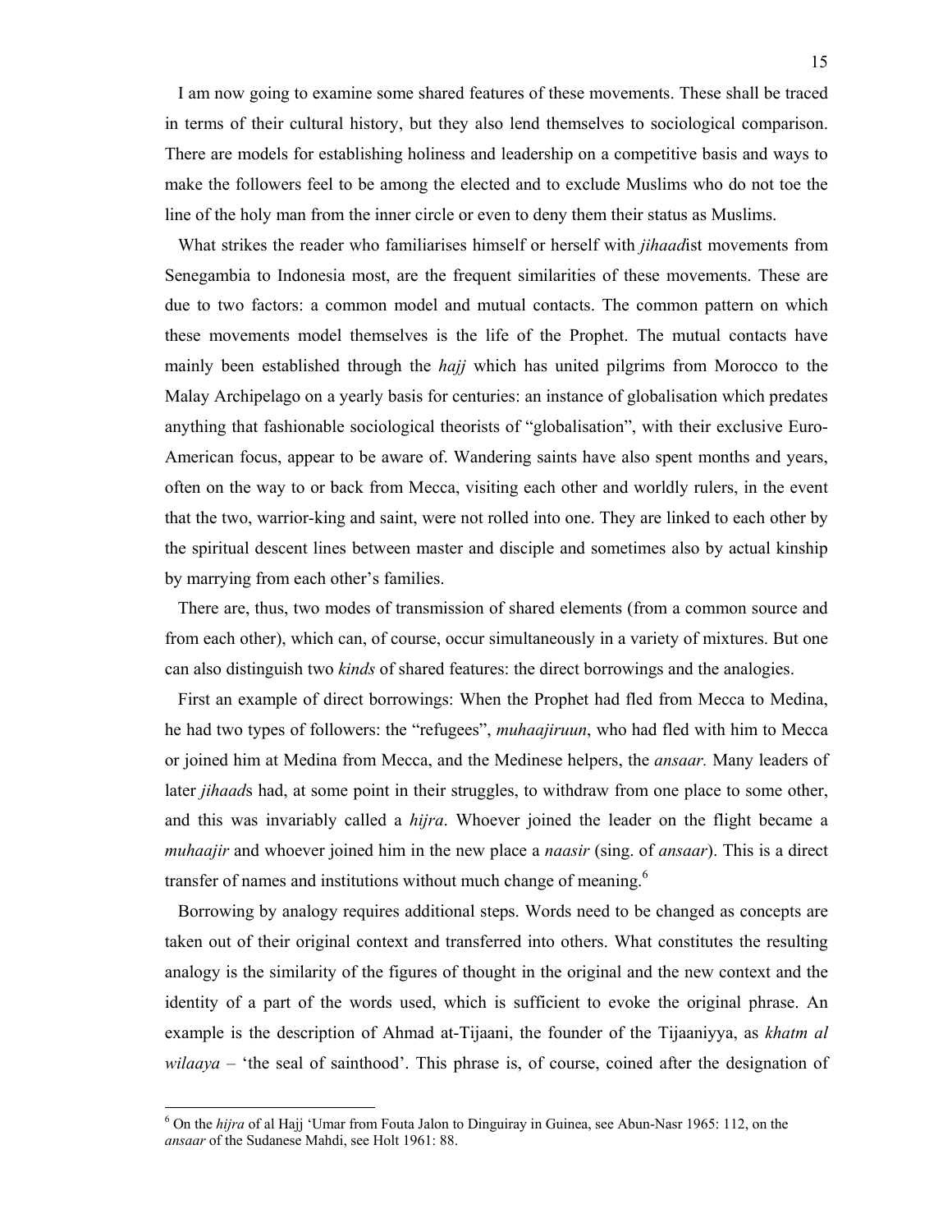I am now going to examine some shared features of these movements. These shall be traced in terms of their cultural history, but they also lend themselves to sociological comparison. There are models for establishing holiness and leadership on a competitive basis and ways to make the followers feel to be among the elected and to exclude Muslims who do not toe the line of the holy man from the inner circle or even to deny them their status as Muslims.

What strikes the reader who familiarises himself or herself with *jihaad*ist movements from Senegambia to Indonesia most, are the frequent similarities of these movements. These are due to two factors: a common model and mutual contacts. The common pattern on which these movements model themselves is the life of the Prophet. The mutual contacts have mainly been established through the *hajj* which has united pilgrims from Morocco to the Malay Archipelago on a yearly basis for centuries: an instance of globalisation which predates anything that fashionable sociological theorists of "globalisation", with their exclusive Euro-American focus, appear to be aware of. Wandering saints have also spent months and years, often on the way to or back from Mecca, visiting each other and worldly rulers, in the event that the two, warrior-king and saint, were not rolled into one. They are linked to each other by the spiritual descent lines between master and disciple and sometimes also by actual kinship by marrying from each other's families.

There are, thus, two modes of transmission of shared elements (from a common source and from each other), which can, of course, occur simultaneously in a variety of mixtures. But one can also distinguish two *kinds* of shared features: the direct borrowings and the analogies.

First an example of direct borrowings: When the Prophet had fled from Mecca to Medina, he had two types of followers: the "refugees", *muhaajiruun*, who had fled with him to Mecca or joined him at Medina from Mecca, and the Medinese helpers, the *ansaar.* Many leaders of later *jihaad*s had, at some point in their struggles, to withdraw from one place to some other, and this was invariably called a *hijra*. Whoever joined the leader on the flight became a *muhaajir* and whoever joined him in the new place a *naasir* (sing. of *ansaar*). This is a direct transfer of names and institutions without much change of meaning.[6]

Borrowing by analogy requires additional steps. Words need to be changed as concepts are taken out of their original context and transferred into others. What constitutes the resulting analogy is the similarity of the figures of thought in the original and the new context and the identity of a part of the words used, which is sufficient to evoke the original phrase. An example is the description of Ahmad at-Tijaani, the founder of the Tijaaniyya, as *khatm al wilaaya* – 'the seal of sainthood'. This phrase is, of course, coined after the designation of

[6] On the *hijra* of al Hajj 'Umar from Fouta Jalon to Dinguiray in Guinea, see Abun-Nasr 1965: 112, on the *ansaar* of the Sudanese Mahdi, see Holt 1961: 88.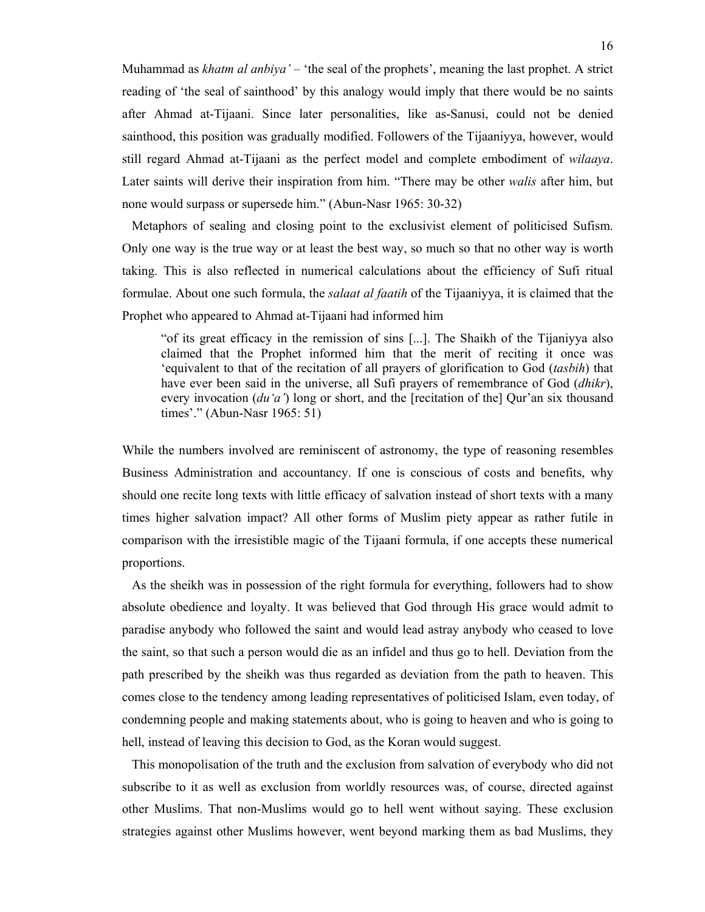Muhammad as *khatm al anbiya'* – 'the seal of the prophets', meaning the last prophet. A strict reading of 'the seal of sainthood' by this analogy would imply that there would be no saints after Ahmad at-Tijaani. Since later personalities, like as-Sanusi, could not be denied sainthood, this position was gradually modified. Followers of the Tijaaniyya, however, would still regard Ahmad at-Tijaani as the perfect model and complete embodiment of *wilaaya*. Later saints will derive their inspiration from him. "There may be other *walis* after him, but none would surpass or supersede him." (Abun-Nasr 1965: 30-32)

Metaphors of sealing and closing point to the exclusivist element of politicised Sufism. Only one way is the true way or at least the best way, so much so that no other way is worth taking. This is also reflected in numerical calculations about the efficiency of Sufi ritual formulae. About one such formula, the *salaat al faatih* of the Tijaaniyya, it is claimed that the Prophet who appeared to Ahmad at-Tijaani had informed him

> "of its great efficacy in the remission of sins [...]. The Shaikh of the Tijaniyya also claimed that the Prophet informed him that the merit of reciting it once was 'equivalent to that of the recitation of all prayers of glorification to God (*tasbih*) that have ever been said in the universe, all Sufi prayers of remembrance of God (*dhikr*), every invocation (*du'a'*) long or short, and the [recitation of the] Qur'an six thousand times'." (Abun-Nasr 1965: 51)

While the numbers involved are reminiscent of astronomy, the type of reasoning resembles Business Administration and accountancy. If one is conscious of costs and benefits, why should one recite long texts with little efficacy of salvation instead of short texts with a many times higher salvation impact? All other forms of Muslim piety appear as rather futile in comparison with the irresistible magic of the Tijaani formula, if one accepts these numerical proportions.

As the sheikh was in possession of the right formula for everything, followers had to show absolute obedience and loyalty. It was believed that God through His grace would admit to paradise anybody who followed the saint and would lead astray anybody who ceased to love the saint, so that such a person would die as an infidel and thus go to hell. Deviation from the path prescribed by the sheikh was thus regarded as deviation from the path to heaven. This comes close to the tendency among leading representatives of politicised Islam, even today, of condemning people and making statements about, who is going to heaven and who is going to hell, instead of leaving this decision to God, as the Koran would suggest.

This monopolisation of the truth and the exclusion from salvation of everybody who did not subscribe to it as well as exclusion from worldly resources was, of course, directed against other Muslims. That non-Muslims would go to hell went without saying. These exclusion strategies against other Muslims however, went beyond marking them as bad Muslims, they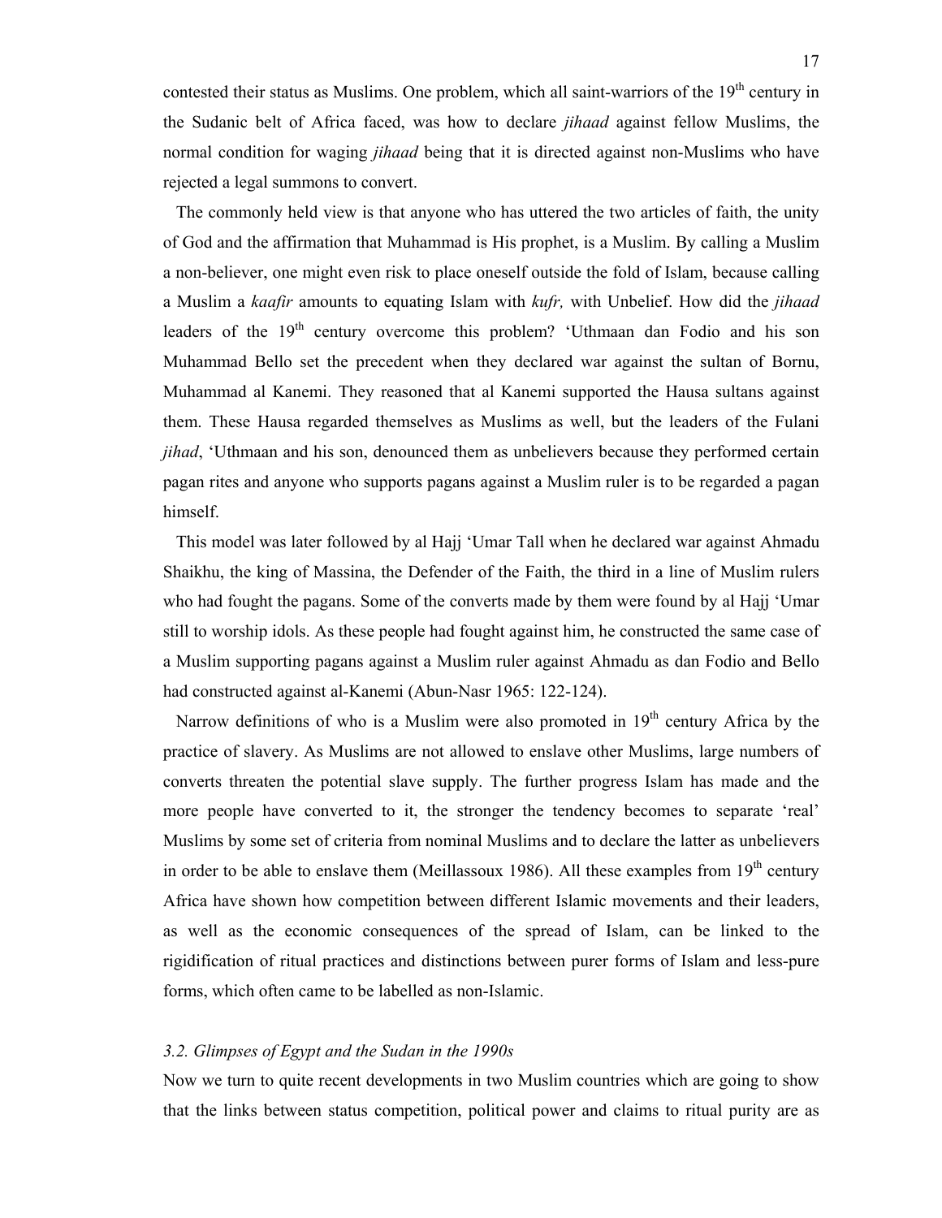contested their status as Muslims. One problem, which all saint-warriors of the 19th century in the Sudanic belt of Africa faced, was how to declare *jihaad* against fellow Muslims, the normal condition for waging *jihaad* being that it is directed against non-Muslims who have rejected a legal summons to convert.

The commonly held view is that anyone who has uttered the two articles of faith, the unity of God and the affirmation that Muhammad is His prophet, is a Muslim. By calling a Muslim a non-believer, one might even risk to place oneself outside the fold of Islam, because calling a Muslim a *kaafir* amounts to equating Islam with *kufr,* with Unbelief. How did the *jihaad* leaders of the 19th century overcome this problem? 'Uthmaan dan Fodio and his son Muhammad Bello set the precedent when they declared war against the sultan of Bornu, Muhammad al Kanemi. They reasoned that al Kanemi supported the Hausa sultans against them. These Hausa regarded themselves as Muslims as well, but the leaders of the Fulani *jihad*, 'Uthmaan and his son, denounced them as unbelievers because they performed certain pagan rites and anyone who supports pagans against a Muslim ruler is to be regarded a pagan himself.

This model was later followed by al Hajj 'Umar Tall when he declared war against Ahmadu Shaikhu, the king of Massina, the Defender of the Faith, the third in a line of Muslim rulers who had fought the pagans. Some of the converts made by them were found by al Hajj 'Umar still to worship idols. As these people had fought against him, he constructed the same case of a Muslim supporting pagans against a Muslim ruler against Ahmadu as dan Fodio and Bello had constructed against al-Kanemi (Abun-Nasr 1965: 122-124).

Narrow definitions of who is a Muslim were also promoted in 19th century Africa by the practice of slavery. As Muslims are not allowed to enslave other Muslims, large numbers of converts threaten the potential slave supply. The further progress Islam has made and the more people have converted to it, the stronger the tendency becomes to separate 'real' Muslims by some set of criteria from nominal Muslims and to declare the latter as unbelievers in order to be able to enslave them (Meillassoux 1986). All these examples from 19th century Africa have shown how competition between different Islamic movements and their leaders, as well as the economic consequences of the spread of Islam, can be linked to the rigidification of ritual practices and distinctions between purer forms of Islam and less-pure forms, which often came to be labelled as non-Islamic.

### *3.2. Glimpses of Egypt and the Sudan in the 1990s*

Now we turn to quite recent developments in two Muslim countries which are going to show that the links between status competition, political power and claims to ritual purity are as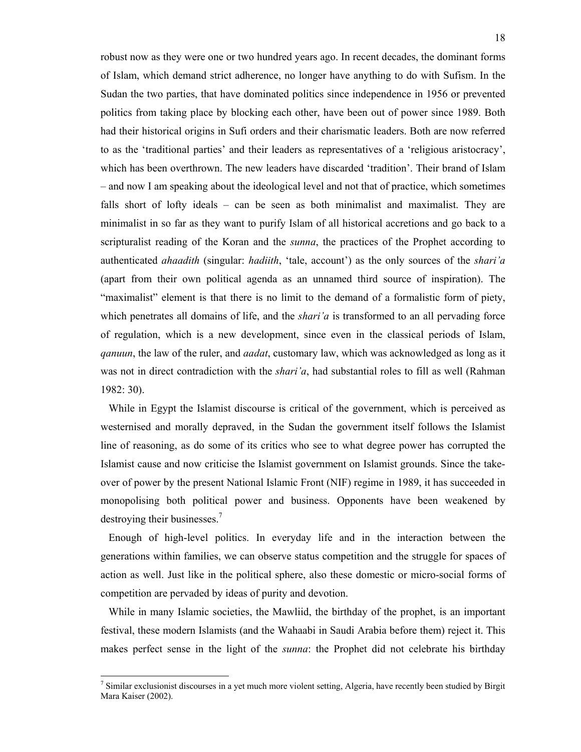robust now as they were one or two hundred years ago. In recent decades, the dominant forms of Islam, which demand strict adherence, no longer have anything to do with Sufism. In the Sudan the two parties, that have dominated politics since independence in 1956 or prevented politics from taking place by blocking each other, have been out of power since 1989. Both had their historical origins in Sufi orders and their charismatic leaders. Both are now referred to as the 'traditional parties' and their leaders as representatives of a 'religious aristocracy', which has been overthrown. The new leaders have discarded 'tradition'. Their brand of Islam – and now I am speaking about the ideological level and not that of practice, which sometimes falls short of lofty ideals – can be seen as both minimalist and maximalist. They are minimalist in so far as they want to purify Islam of all historical accretions and go back to a scripturalist reading of the Koran and the *sunna*, the practices of the Prophet according to authenticated *ahaadith* (singular: *hadiith*, 'tale, account') as the only sources of the *shari'a* (apart from their own political agenda as an unnamed third source of inspiration). The "maximalist" element is that there is no limit to the demand of a formalistic form of piety, which penetrates all domains of life, and the *shari'a* is transformed to an all pervading force of regulation, which is a new development, since even in the classical periods of Islam, *qanuun*, the law of the ruler, and *aadat*, customary law, which was acknowledged as long as it was not in direct contradiction with the *shari'a*, had substantial roles to fill as well (Rahman 1982: 30).

While in Egypt the Islamist discourse is critical of the government, which is perceived as westernised and morally depraved, in the Sudan the government itself follows the Islamist line of reasoning, as do some of its critics who see to what degree power has corrupted the Islamist cause and now criticise the Islamist government on Islamist grounds. Since the take-over of power by the present National Islamic Front (NIF) regime in 1989, it has succeeded in monopolising both political power and business. Opponents have been weakened by destroying their businesses.[7]

Enough of high-level politics. In everyday life and in the interaction between the generations within families, we can observe status competition and the struggle for spaces of action as well. Just like in the political sphere, also these domestic or micro-social forms of competition are pervaded by ideas of purity and devotion.

While in many Islamic societies, the Mawliid, the birthday of the prophet, is an important festival, these modern Islamists (and the Wahaabi in Saudi Arabia before them) reject it. This makes perfect sense in the light of the *sunna*: the Prophet did not celebrate his birthday

[7] Similar exclusionist discourses in a yet much more violent setting, Algeria, have recently been studied by Birgit Mara Kaiser (2002).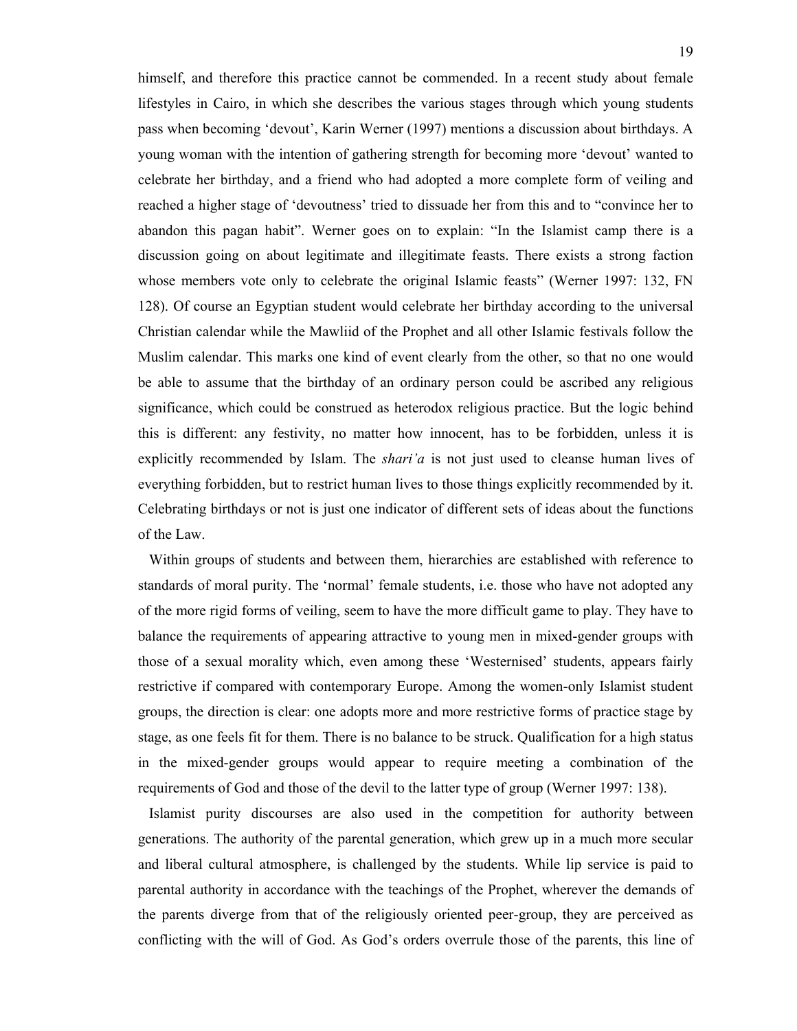himself, and therefore this practice cannot be commended. In a recent study about female lifestyles in Cairo, in which she describes the various stages through which young students pass when becoming 'devout', Karin Werner (1997) mentions a discussion about birthdays. A young woman with the intention of gathering strength for becoming more 'devout' wanted to celebrate her birthday, and a friend who had adopted a more complete form of veiling and reached a higher stage of 'devoutness' tried to dissuade her from this and to "convince her to abandon this pagan habit". Werner goes on to explain: "In the Islamist camp there is a discussion going on about legitimate and illegitimate feasts. There exists a strong faction whose members vote only to celebrate the original Islamic feasts" (Werner 1997: 132, FN 128). Of course an Egyptian student would celebrate her birthday according to the universal Christian calendar while the Mawliid of the Prophet and all other Islamic festivals follow the Muslim calendar. This marks one kind of event clearly from the other, so that no one would be able to assume that the birthday of an ordinary person could be ascribed any religious significance, which could be construed as heterodox religious practice. But the logic behind this is different: any festivity, no matter how innocent, has to be forbidden, unless it is explicitly recommended by Islam. The *shari'a* is not just used to cleanse human lives of everything forbidden, but to restrict human lives to those things explicitly recommended by it. Celebrating birthdays or not is just one indicator of different sets of ideas about the functions of the Law.

Within groups of students and between them, hierarchies are established with reference to standards of moral purity. The 'normal' female students, i.e. those who have not adopted any of the more rigid forms of veiling, seem to have the more difficult game to play. They have to balance the requirements of appearing attractive to young men in mixed-gender groups with those of a sexual morality which, even among these 'Westernised' students, appears fairly restrictive if compared with contemporary Europe. Among the women-only Islamist student groups, the direction is clear: one adopts more and more restrictive forms of practice stage by stage, as one feels fit for them. There is no balance to be struck. Qualification for a high status in the mixed-gender groups would appear to require meeting a combination of the requirements of God and those of the devil to the latter type of group (Werner 1997: 138).

Islamist purity discourses are also used in the competition for authority between generations. The authority of the parental generation, which grew up in a much more secular and liberal cultural atmosphere, is challenged by the students. While lip service is paid to parental authority in accordance with the teachings of the Prophet, wherever the demands of the parents diverge from that of the religiously oriented peer-group, they are perceived as conflicting with the will of God. As God's orders overrule those of the parents, this line of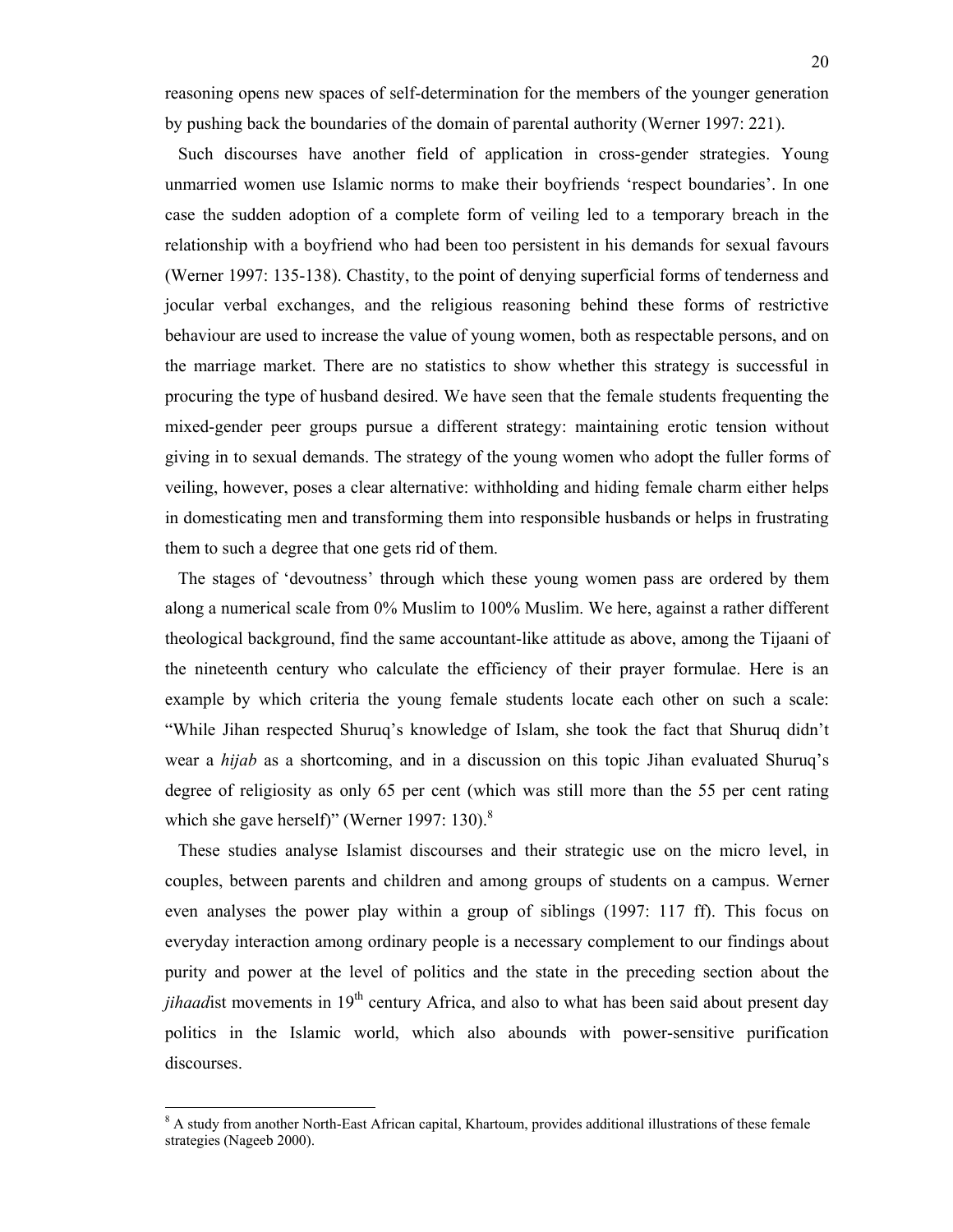reasoning opens new spaces of self-determination for the members of the younger generation by pushing back the boundaries of the domain of parental authority (Werner 1997: 221).

Such discourses have another field of application in cross-gender strategies. Young unmarried women use Islamic norms to make their boyfriends 'respect boundaries'. In one case the sudden adoption of a complete form of veiling led to a temporary breach in the relationship with a boyfriend who had been too persistent in his demands for sexual favours (Werner 1997: 135-138). Chastity, to the point of denying superficial forms of tenderness and jocular verbal exchanges, and the religious reasoning behind these forms of restrictive behaviour are used to increase the value of young women, both as respectable persons, and on the marriage market. There are no statistics to show whether this strategy is successful in procuring the type of husband desired. We have seen that the female students frequenting the mixed-gender peer groups pursue a different strategy: maintaining erotic tension without giving in to sexual demands. The strategy of the young women who adopt the fuller forms of veiling, however, poses a clear alternative: withholding and hiding female charm either helps in domesticating men and transforming them into responsible husbands or helps in frustrating them to such a degree that one gets rid of them.

The stages of 'devoutness' through which these young women pass are ordered by them along a numerical scale from 0% Muslim to 100% Muslim. We here, against a rather different theological background, find the same accountant-like attitude as above, among the Tijaani of the nineteenth century who calculate the efficiency of their prayer formulae. Here is an example by which criteria the young female students locate each other on such a scale: "While Jihan respected Shuruq's knowledge of Islam, she took the fact that Shuruq didn't wear a *hijab* as a shortcoming, and in a discussion on this topic Jihan evaluated Shuruq's degree of religiosity as only 65 per cent (which was still more than the 55 per cent rating which she gave herself)" (Werner 1997: 130).[8]

These studies analyse Islamist discourses and their strategic use on the micro level, in couples, between parents and children and among groups of students on a campus. Werner even analyses the power play within a group of siblings (1997: 117 ff). This focus on everyday interaction among ordinary people is a necessary complement to our findings about purity and power at the level of politics and the state in the preceding section about the *jihaad*ist movements in 19th century Africa, and also to what has been said about present day politics in the Islamic world, which also abounds with power-sensitive purification discourses.

---

[8] A study from another North-East African capital, Khartoum, provides additional illustrations of these female strategies (Nageeb 2000).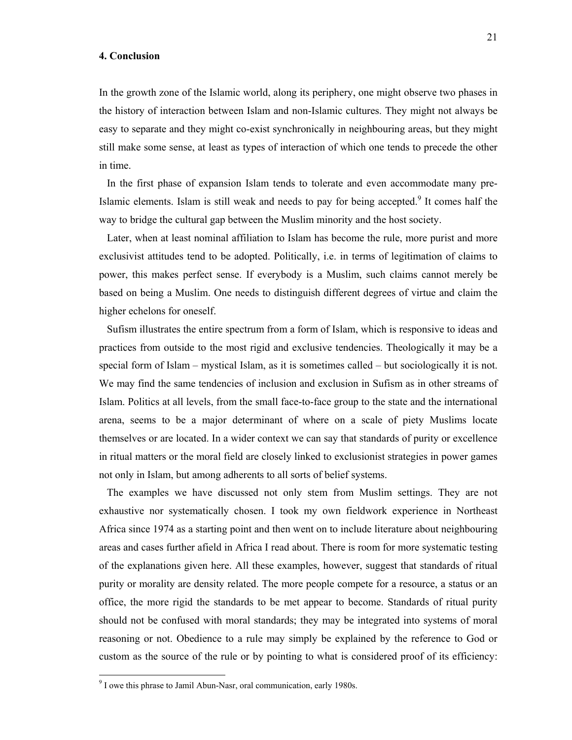## 4. Conclusion

In the growth zone of the Islamic world, along its periphery, one might observe two phases in the history of interaction between Islam and non-Islamic cultures. They might not always be easy to separate and they might co-exist synchronically in neighbouring areas, but they might still make some sense, at least as types of interaction of which one tends to precede the other in time.

In the first phase of expansion Islam tends to tolerate and even accommodate many pre-Islamic elements. Islam is still weak and needs to pay for being accepted.[9] It comes half the way to bridge the cultural gap between the Muslim minority and the host society.

Later, when at least nominal affiliation to Islam has become the rule, more purist and more exclusivist attitudes tend to be adopted. Politically, i.e. in terms of legitimation of claims to power, this makes perfect sense. If everybody is a Muslim, such claims cannot merely be based on being a Muslim. One needs to distinguish different degrees of virtue and claim the higher echelons for oneself.

Sufism illustrates the entire spectrum from a form of Islam, which is responsive to ideas and practices from outside to the most rigid and exclusive tendencies. Theologically it may be a special form of Islam – mystical Islam, as it is sometimes called – but sociologically it is not. We may find the same tendencies of inclusion and exclusion in Sufism as in other streams of Islam. Politics at all levels, from the small face-to-face group to the state and the international arena, seems to be a major determinant of where on a scale of piety Muslims locate themselves or are located. In a wider context we can say that standards of purity or excellence in ritual matters or the moral field are closely linked to exclusionist strategies in power games not only in Islam, but among adherents to all sorts of belief systems.

The examples we have discussed not only stem from Muslim settings. They are not exhaustive nor systematically chosen. I took my own fieldwork experience in Northeast Africa since 1974 as a starting point and then went on to include literature about neighbouring areas and cases further afield in Africa I read about. There is room for more systematic testing of the explanations given here. All these examples, however, suggest that standards of ritual purity or morality are density related. The more people compete for a resource, a status or an office, the more rigid the standards to be met appear to become. Standards of ritual purity should not be confused with moral standards; they may be integrated into systems of moral reasoning or not. Obedience to a rule may simply be explained by the reference to God or custom as the source of the rule or by pointing to what is considered proof of its efficiency:

[9] I owe this phrase to Jamil Abun-Nasr, oral communication, early 1980s.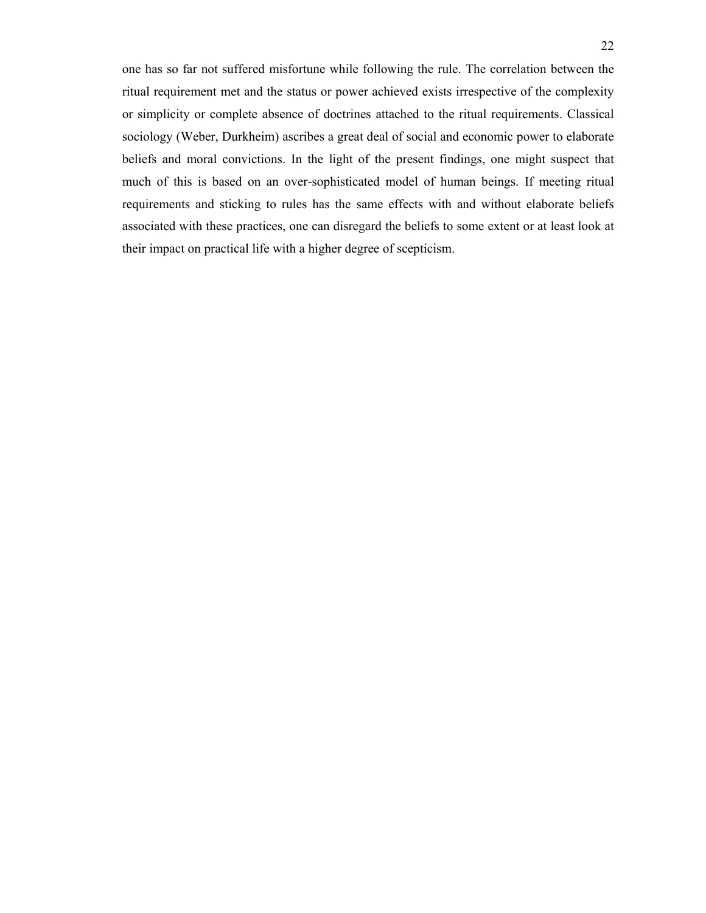one has so far not suffered misfortune while following the rule. The correlation between the ritual requirement met and the status or power achieved exists irrespective of the complexity or simplicity or complete absence of doctrines attached to the ritual requirements. Classical sociology (Weber, Durkheim) ascribes a great deal of social and economic power to elaborate beliefs and moral convictions. In the light of the present findings, one might suspect that much of this is based on an over-sophisticated model of human beings. If meeting ritual requirements and sticking to rules has the same effects with and without elaborate beliefs associated with these practices, one can disregard the beliefs to some extent or at least look at their impact on practical life with a higher degree of scepticism.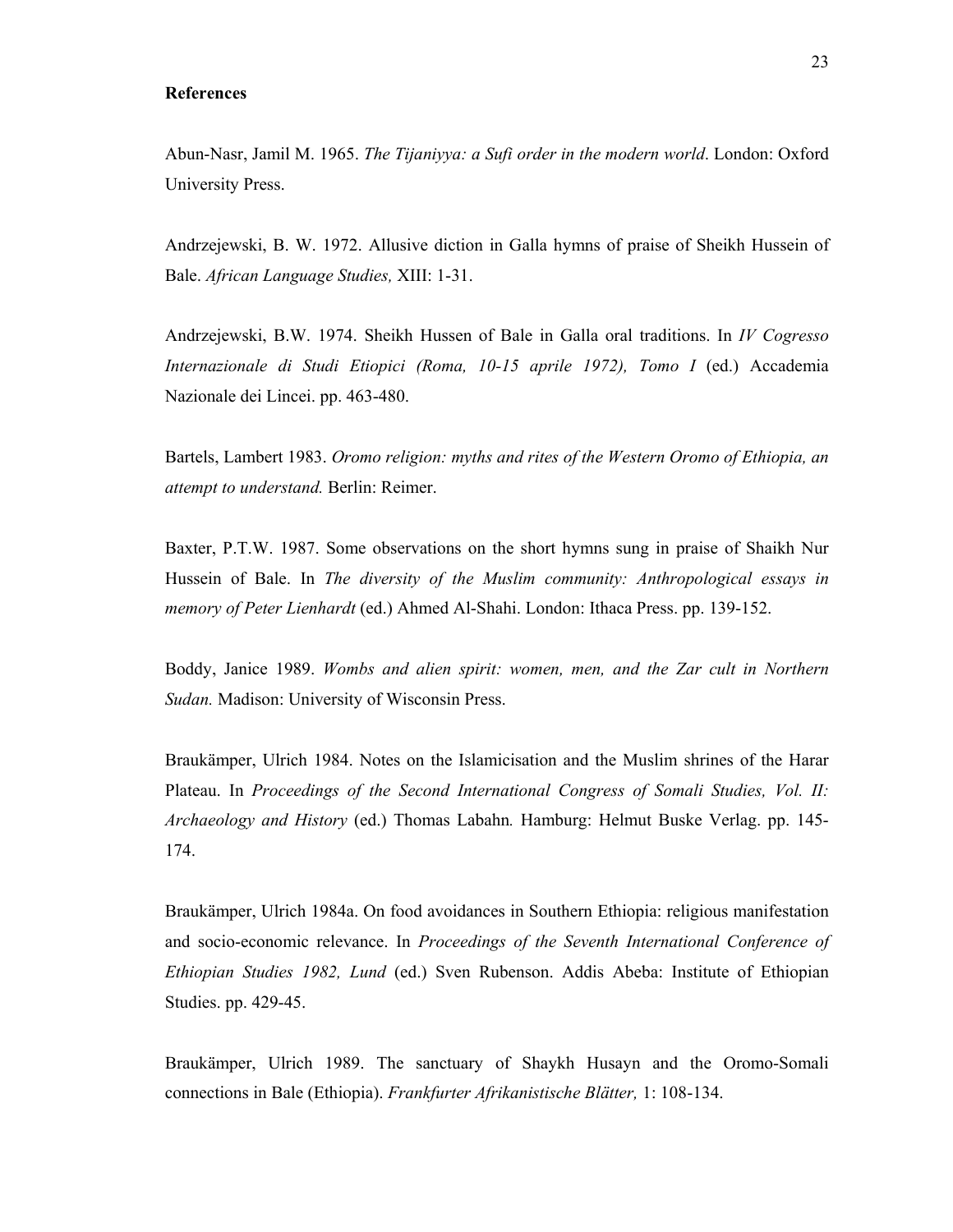**References**

Abun-Nasr, Jamil M. 1965. *The Tijaniyya: a Sufi order in the modern world*. London: Oxford University Press.

Andrzejewski, B. W. 1972. Allusive diction in Galla hymns of praise of Sheikh Hussein of Bale. *African Language Studies,* XIII: 1-31.

Andrzejewski, B.W. 1974. Sheikh Hussen of Bale in Galla oral traditions. In *IV Cogresso Internazionale di Studi Etiopici (Roma, 10-15 aprile 1972), Tomo I* (ed.) Accademia Nazionale dei Lincei. pp. 463-480.

Bartels, Lambert 1983. *Oromo religion: myths and rites of the Western Oromo of Ethiopia, an attempt to understand.* Berlin: Reimer.

Baxter, P.T.W. 1987. Some observations on the short hymns sung in praise of Shaikh Nur Hussein of Bale. In *The diversity of the Muslim community: Anthropological essays in memory of Peter Lienhardt* (ed.) Ahmed Al-Shahi. London: Ithaca Press. pp. 139-152.

Boddy, Janice 1989. *Wombs and alien spirit: women, men, and the Zar cult in Northern Sudan.* Madison: University of Wisconsin Press.

Braukämper, Ulrich 1984. Notes on the Islamicisation and the Muslim shrines of the Harar Plateau. In *Proceedings of the Second International Congress of Somali Studies, Vol. II: Archaeology and History* (ed.) Thomas Labahn*.* Hamburg: Helmut Buske Verlag. pp. 145-174.

Braukämper, Ulrich 1984a. On food avoidances in Southern Ethiopia: religious manifestation and socio-economic relevance. In *Proceedings of the Seventh International Conference of Ethiopian Studies 1982, Lund* (ed.) Sven Rubenson. Addis Abeba: Institute of Ethiopian Studies. pp. 429-45.

Braukämper, Ulrich 1989. The sanctuary of Shaykh Husayn and the Oromo-Somali connections in Bale (Ethiopia). *Frankfurter Afrikanistische Blätter,* 1: 108-134.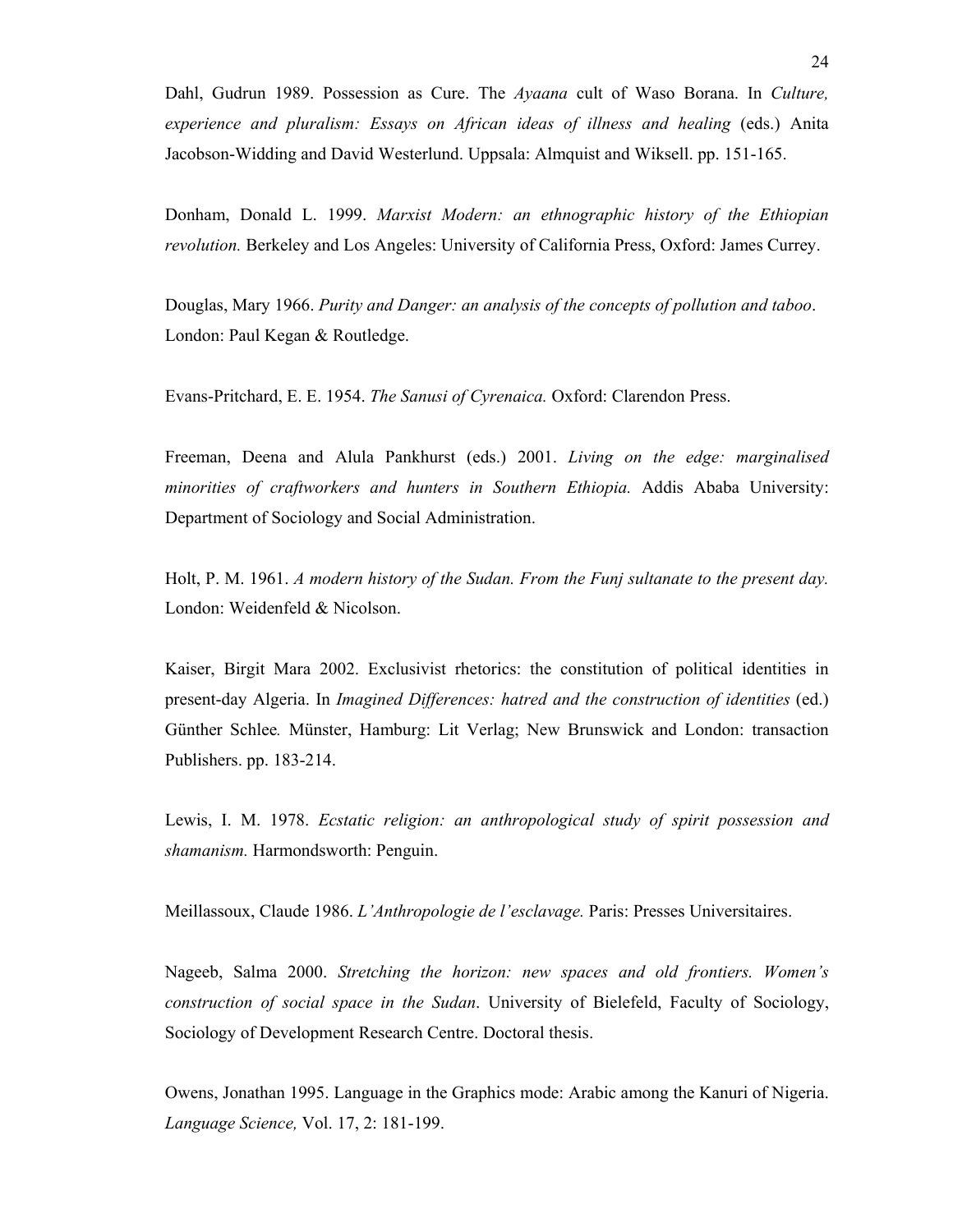Dahl, Gudrun 1989. Possession as Cure. The *Ayaana* cult of Waso Borana. In *Culture, experience and pluralism: Essays on African ideas of illness and healing* (eds.) Anita Jacobson-Widding and David Westerlund. Uppsala: Almquist and Wiksell. pp. 151-165.

Donham, Donald L. 1999. *Marxist Modern: an ethnographic history of the Ethiopian revolution.* Berkeley and Los Angeles: University of California Press, Oxford: James Currey.

Douglas, Mary 1966. *Purity and Danger: an analysis of the concepts of pollution and taboo*. London: Paul Kegan & Routledge.

Evans-Pritchard, E. E. 1954. *The Sanusi of Cyrenaica.* Oxford: Clarendon Press.

Freeman, Deena and Alula Pankhurst (eds.) 2001. *Living on the edge: marginalised minorities of craftworkers and hunters in Southern Ethiopia.* Addis Ababa University: Department of Sociology and Social Administration.

Holt, P. M. 1961. *A modern history of the Sudan. From the Funj sultanate to the present day.* London: Weidenfeld & Nicolson.

Kaiser, Birgit Mara 2002. Exclusivist rhetorics: the constitution of political identities in present-day Algeria. In *Imagined Differences: hatred and the construction of identities* (ed.) Günther Schlee*.* Münster, Hamburg: Lit Verlag; New Brunswick and London: transaction Publishers. pp. 183-214.

Lewis, I. M. 1978. *Ecstatic religion: an anthropological study of spirit possession and shamanism.* Harmondsworth: Penguin.

Meillassoux, Claude 1986. *L'Anthropologie de l'esclavage.* Paris: Presses Universitaires.

Nageeb, Salma 2000. *Stretching the horizon: new spaces and old frontiers. Women's construction of social space in the Sudan*. University of Bielefeld, Faculty of Sociology, Sociology of Development Research Centre. Doctoral thesis.

Owens, Jonathan 1995. Language in the Graphics mode: Arabic among the Kanuri of Nigeria. *Language Science,* Vol. 17, 2: 181-199.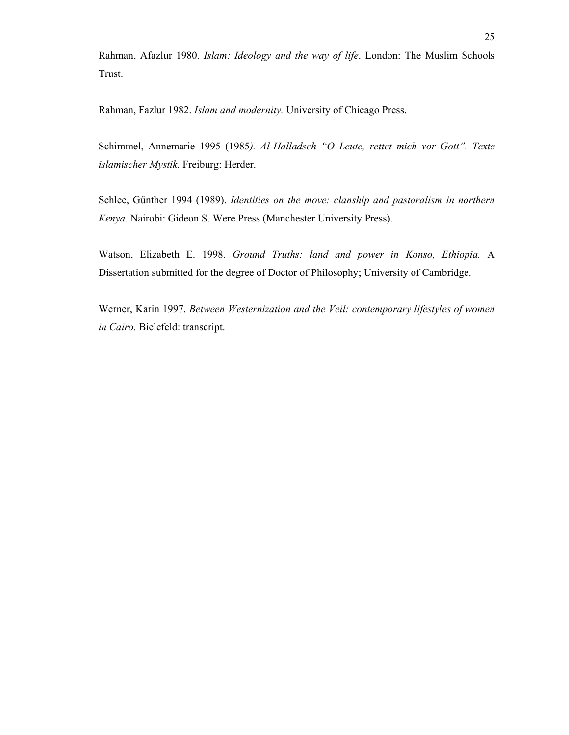Rahman, Afazlur 1980. *Islam: Ideology and the way of life*. London: The Muslim Schools Trust.

Rahman, Fazlur 1982. *Islam and modernity.* University of Chicago Press.

Schimmel, Annemarie 1995 (1985*). Al-Halladsch "O Leute, rettet mich vor Gott". Texte islamischer Mystik.* Freiburg: Herder.

Schlee, Günther 1994 (1989). *Identities on the move: clanship and pastoralism in northern Kenya.* Nairobi: Gideon S. Were Press (Manchester University Press).

Watson, Elizabeth E. 1998. *Ground Truths: land and power in Konso, Ethiopia.* A Dissertation submitted for the degree of Doctor of Philosophy; University of Cambridge.

Werner, Karin 1997. *Between Westernization and the Veil: contemporary lifestyles of women in Cairo.* Bielefeld: transcript.